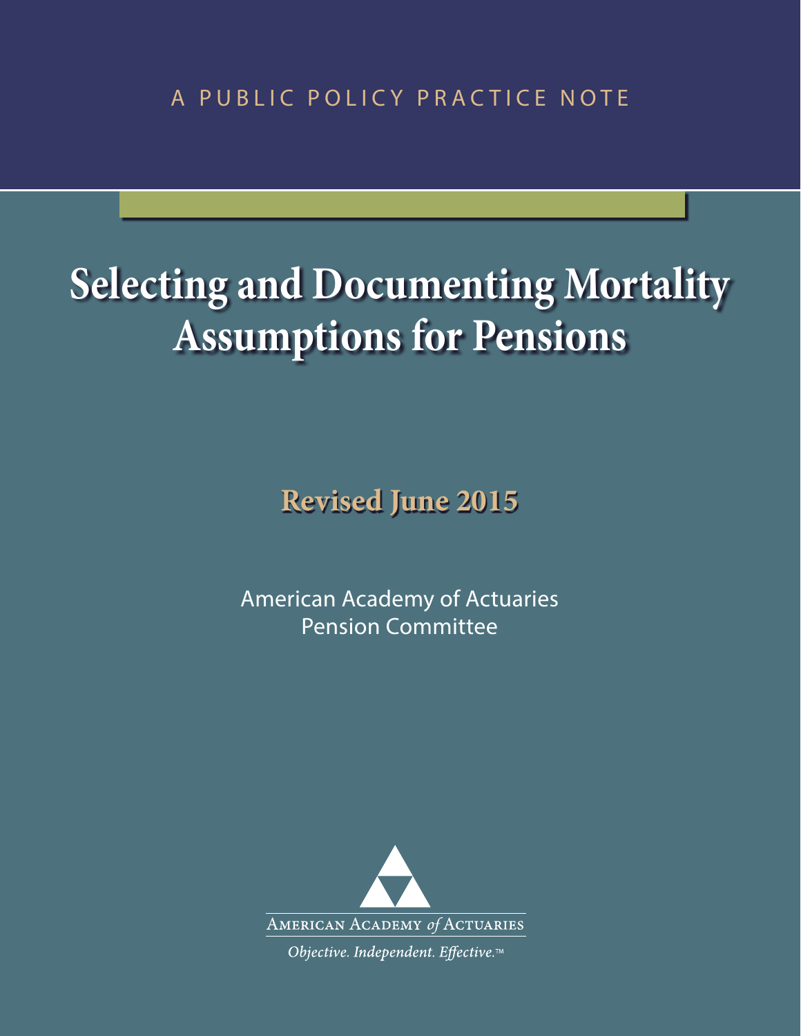A PUBLIC POLICY PRACTICE NOTE

# Selecting and Documenting Mortality Assumptions for Pensions

**Revised June 2015**

American Academy of Actuaries
Pension Committee

AMERICAN ACADEMY *of* ACTUARIES

*Objective. Independent. Effective.™*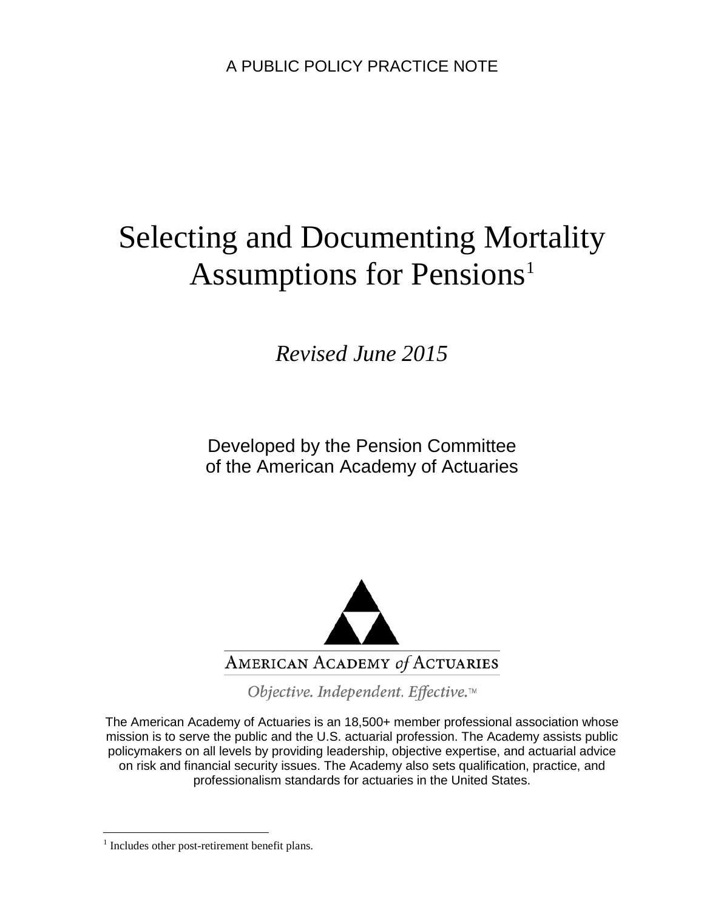A PUBLIC POLICY PRACTICE NOTE

# Selecting and Documenting Mortality Assumptions for Pensions[1]

*Revised June 2015*

Developed by the Pension Committee
of the American Academy of Actuaries

AMERICAN ACADEMY *of* ACTUARIES

*Objective. Independent. Effective.*™

The American Academy of Actuaries is an 18,500+ member professional association whose mission is to serve the public and the U.S. actuarial profession. The Academy assists public policymakers on all levels by providing leadership, objective expertise, and actuarial advice on risk and financial security issues. The Academy also sets qualification, practice, and professionalism standards for actuaries in the United States.

[1] Includes other post-retirement benefit plans.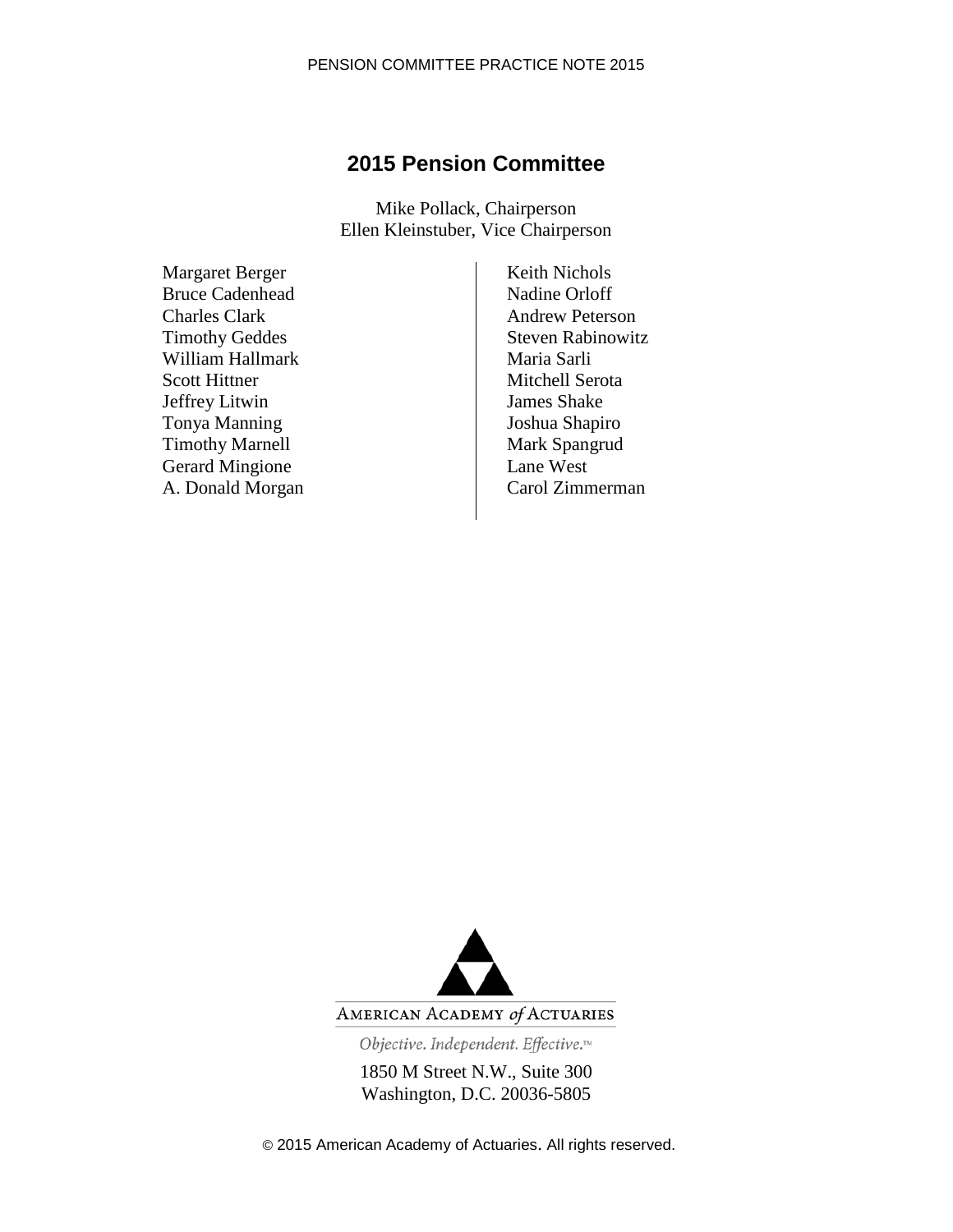## 2015 Pension Committee

Mike Pollack, Chairperson
Ellen Kleinstuber, Vice Chairperson

Margaret Berger
Bruce Cadenhead
Charles Clark
Timothy Geddes
William Hallmark
Scott Hittner
Jeffrey Litwin
Tonya Manning
Timothy Marnell
Gerard Mingione
A. Donald Morgan
Keith Nichols
Nadine Orloff
Andrew Peterson
Steven Rabinowitz
Maria Sarli
Mitchell Serota
James Shake
Joshua Shapiro
Mark Spangrud
Lane West
Carol Zimmerman

AMERICAN ACADEMY *of* ACTUARIES

*Objective. Independent. Effective.*™

1850 M Street N.W., Suite 300
Washington, D.C. 20036-5805

© 2015 American Academy of Actuaries. All rights reserved.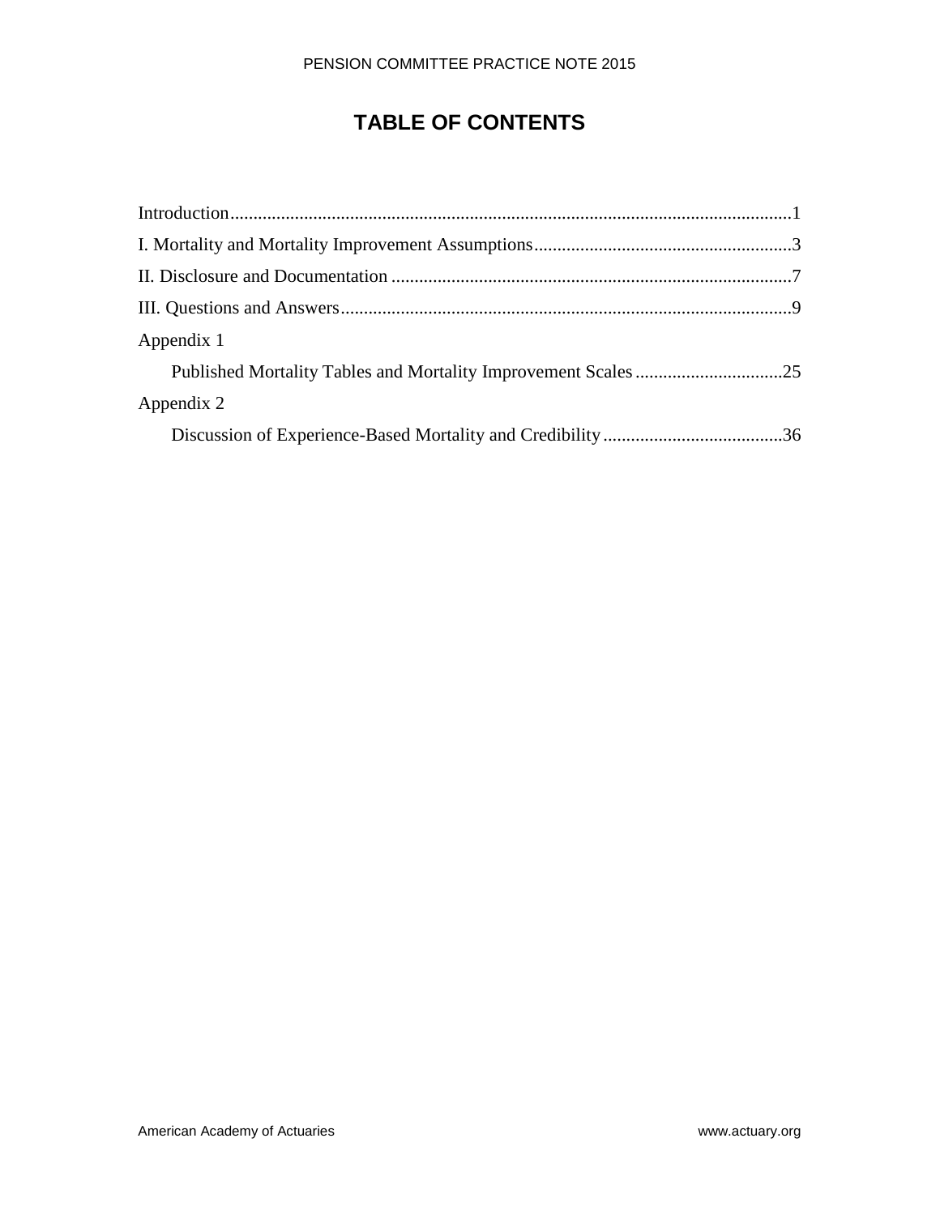# TABLE OF CONTENTS

Introduction .......................................................................................................... 1

I. Mortality and Mortality Improvement Assumptions ........................................................ 3

II. Disclosure and Documentation ....................................................................................... 7

III. Questions and Answers ................................................................................................. 9

Appendix 1

Published Mortality Tables and Mortality Improvement Scales ................................ 25

Appendix 2

Discussion of Experience-Based Mortality and Credibility ....................................... 36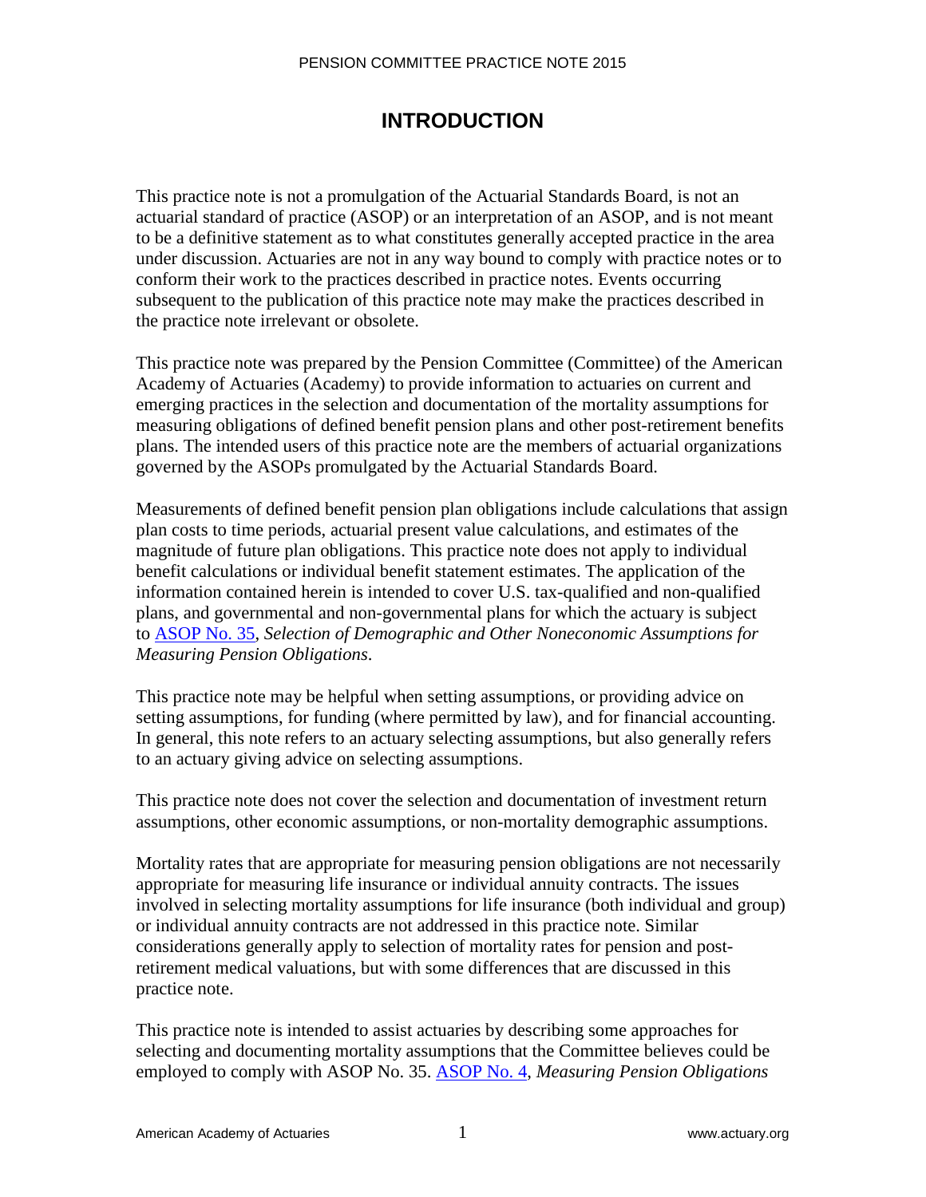# INTRODUCTION

This practice note is not a promulgation of the Actuarial Standards Board, is not an actuarial standard of practice (ASOP) or an interpretation of an ASOP, and is not meant to be a definitive statement as to what constitutes generally accepted practice in the area under discussion. Actuaries are not in any way bound to comply with practice notes or to conform their work to the practices described in practice notes. Events occurring subsequent to the publication of this practice note may make the practices described in the practice note irrelevant or obsolete.

This practice note was prepared by the Pension Committee (Committee) of the American Academy of Actuaries (Academy) to provide information to actuaries on current and emerging practices in the selection and documentation of the mortality assumptions for measuring obligations of defined benefit pension plans and other post-retirement benefits plans. The intended users of this practice note are the members of actuarial organizations governed by the ASOPs promulgated by the Actuarial Standards Board.

Measurements of defined benefit pension plan obligations include calculations that assign plan costs to time periods, actuarial present value calculations, and estimates of the magnitude of future plan obligations. This practice note does not apply to individual benefit calculations or individual benefit statement estimates. The application of the information contained herein is intended to cover U.S. tax-qualified and non-qualified plans, and governmental and non-governmental plans for which the actuary is subject to ASOP No. 35, *Selection of Demographic and Other Noneconomic Assumptions for Measuring Pension Obligations*.

This practice note may be helpful when setting assumptions, or providing advice on setting assumptions, for funding (where permitted by law), and for financial accounting. In general, this note refers to an actuary selecting assumptions, but also generally refers to an actuary giving advice on selecting assumptions.

This practice note does not cover the selection and documentation of investment return assumptions, other economic assumptions, or non-mortality demographic assumptions.

Mortality rates that are appropriate for measuring pension obligations are not necessarily appropriate for measuring life insurance or individual annuity contracts. The issues involved in selecting mortality assumptions for life insurance (both individual and group) or individual annuity contracts are not addressed in this practice note. Similar considerations generally apply to selection of mortality rates for pension and post-retirement medical valuations, but with some differences that are discussed in this practice note.

This practice note is intended to assist actuaries by describing some approaches for selecting and documenting mortality assumptions that the Committee believes could be employed to comply with ASOP No. 35. ASOP No. 4, *Measuring Pension Obligations*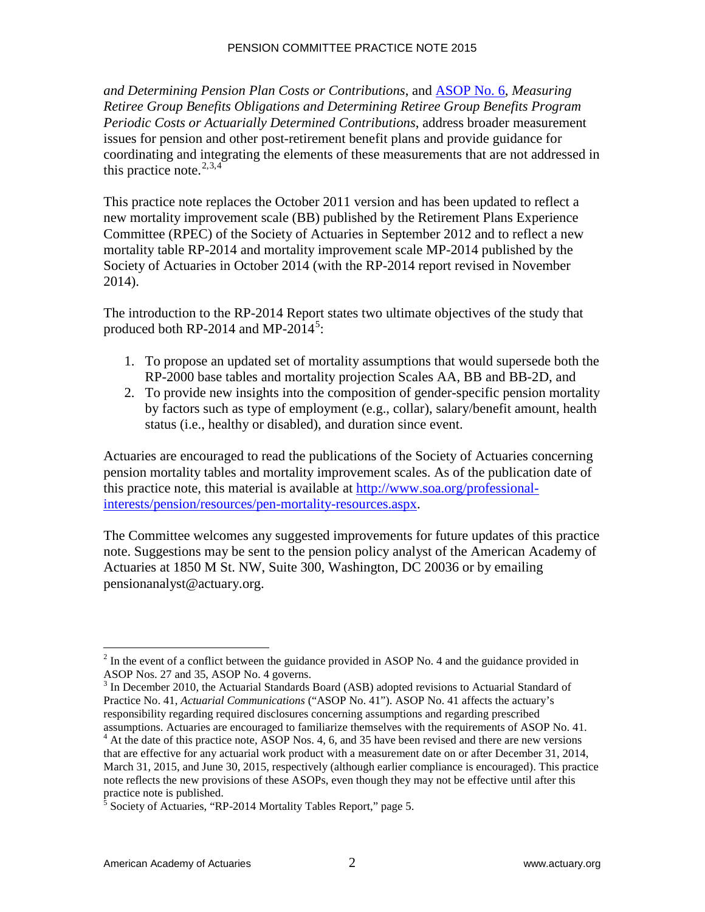*and Determining Pension Plan Costs or Contributions*, and [ASOP No. 6](), *Measuring Retiree Group Benefits Obligations and Determining Retiree Group Benefits Program Periodic Costs or Actuarially Determined Contributions*, address broader measurement issues for pension and other post-retirement benefit plans and provide guidance for coordinating and integrating the elements of these measurements that are not addressed in this practice note.[2,3,4]

This practice note replaces the October 2011 version and has been updated to reflect a new mortality improvement scale (BB) published by the Retirement Plans Experience Committee (RPEC) of the Society of Actuaries in September 2012 and to reflect a new mortality table RP-2014 and mortality improvement scale MP-2014 published by the Society of Actuaries in October 2014 (with the RP-2014 report revised in November 2014).

The introduction to the RP-2014 Report states two ultimate objectives of the study that produced both RP-2014 and MP-2014[5]:

1. To propose an updated set of mortality assumptions that would supersede both the RP-2000 base tables and mortality projection Scales AA, BB and BB-2D, and
2. To provide new insights into the composition of gender-specific pension mortality by factors such as type of employment (e.g., collar), salary/benefit amount, health status (i.e., healthy or disabled), and duration since event.

Actuaries are encouraged to read the publications of the Society of Actuaries concerning pension mortality tables and mortality improvement scales. As of the publication date of this practice note, this material is available at [http://www.soa.org/professional-interests/pension/resources/pen-mortality-resources.aspx](http://www.soa.org/professional-interests/pension/resources/pen-mortality-resources.aspx).

The Committee welcomes any suggested improvements for future updates of this practice note. Suggestions may be sent to the pension policy analyst of the American Academy of Actuaries at 1850 M St. NW, Suite 300, Washington, DC 20036 or by emailing pensionanalyst@actuary.org.

---

[2] In the event of a conflict between the guidance provided in ASOP No. 4 and the guidance provided in ASOP Nos. 27 and 35, ASOP No. 4 governs.

[3] In December 2010, the Actuarial Standards Board (ASB) adopted revisions to Actuarial Standard of Practice No. 41, *Actuarial Communications* ("ASOP No. 41"). ASOP No. 41 affects the actuary's responsibility regarding required disclosures concerning assumptions and regarding prescribed assumptions. Actuaries are encouraged to familiarize themselves with the requirements of ASOP No. 41.

[4] At the date of this practice note, ASOP Nos. 4, 6, and 35 have been revised and there are new versions that are effective for any actuarial work product with a measurement date on or after December 31, 2014, March 31, 2015, and June 30, 2015, respectively (although earlier compliance is encouraged). This practice note reflects the new provisions of these ASOPs, even though they may not be effective until after this practice note is published.

[5] Society of Actuaries, "RP-2014 Mortality Tables Report," page 5.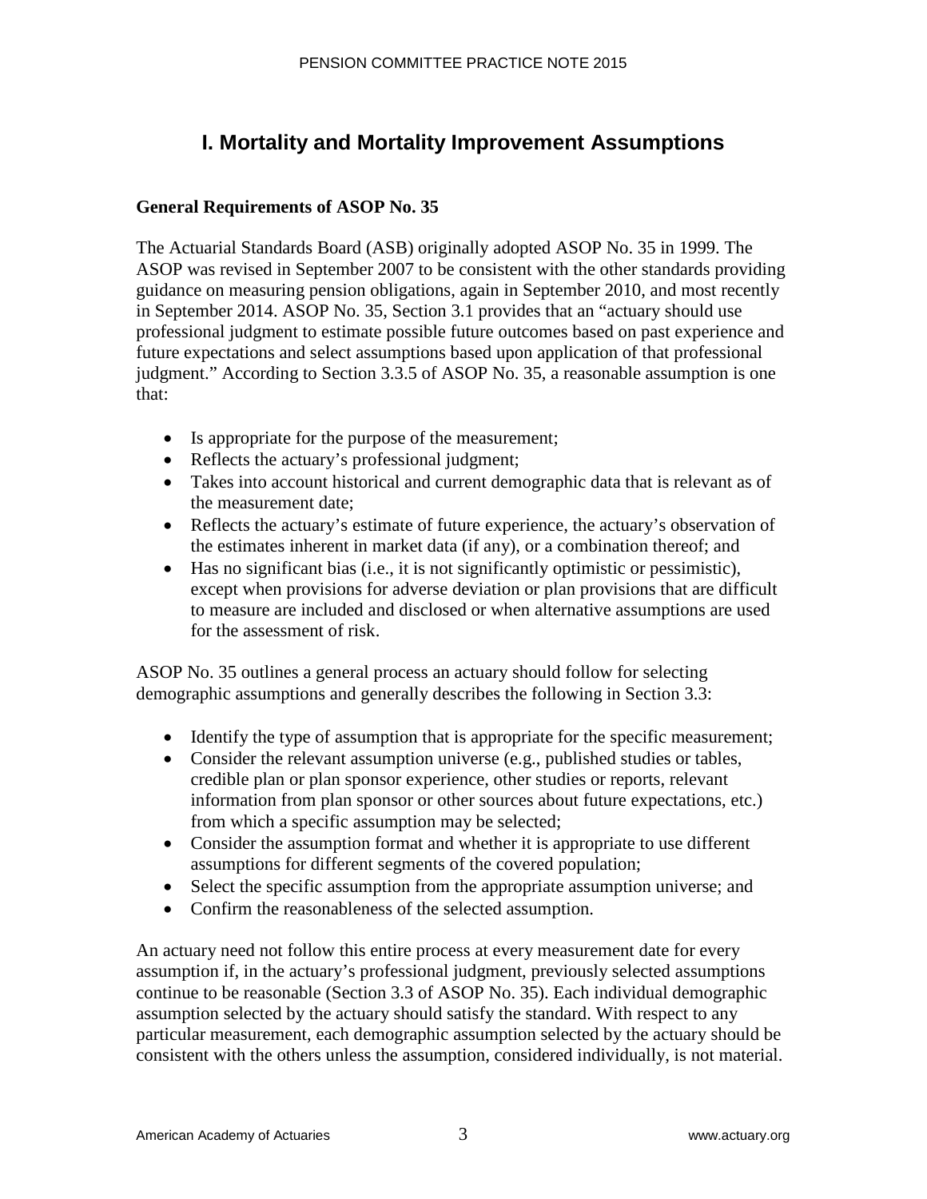# I. Mortality and Mortality Improvement Assumptions

## General Requirements of ASOP No. 35

The Actuarial Standards Board (ASB) originally adopted ASOP No. 35 in 1999. The ASOP was revised in September 2007 to be consistent with the other standards providing guidance on measuring pension obligations, again in September 2010, and most recently in September 2014. ASOP No. 35, Section 3.1 provides that an "actuary should use professional judgment to estimate possible future outcomes based on past experience and future expectations and select assumptions based upon application of that professional judgment." According to Section 3.3.5 of ASOP No. 35, a reasonable assumption is one that:

- Is appropriate for the purpose of the measurement;
- Reflects the actuary's professional judgment;
- Takes into account historical and current demographic data that is relevant as of the measurement date;
- Reflects the actuary's estimate of future experience, the actuary's observation of the estimates inherent in market data (if any), or a combination thereof; and
- Has no significant bias (i.e., it is not significantly optimistic or pessimistic), except when provisions for adverse deviation or plan provisions that are difficult to measure are included and disclosed or when alternative assumptions are used for the assessment of risk.

ASOP No. 35 outlines a general process an actuary should follow for selecting demographic assumptions and generally describes the following in Section 3.3:

- Identify the type of assumption that is appropriate for the specific measurement;
- Consider the relevant assumption universe (e.g., published studies or tables, credible plan or plan sponsor experience, other studies or reports, relevant information from plan sponsor or other sources about future expectations, etc.) from which a specific assumption may be selected;
- Consider the assumption format and whether it is appropriate to use different assumptions for different segments of the covered population;
- Select the specific assumption from the appropriate assumption universe; and
- Confirm the reasonableness of the selected assumption.

An actuary need not follow this entire process at every measurement date for every assumption if, in the actuary's professional judgment, previously selected assumptions continue to be reasonable (Section 3.3 of ASOP No. 35). Each individual demographic assumption selected by the actuary should satisfy the standard. With respect to any particular measurement, each demographic assumption selected by the actuary should be consistent with the others unless the assumption, considered individually, is not material.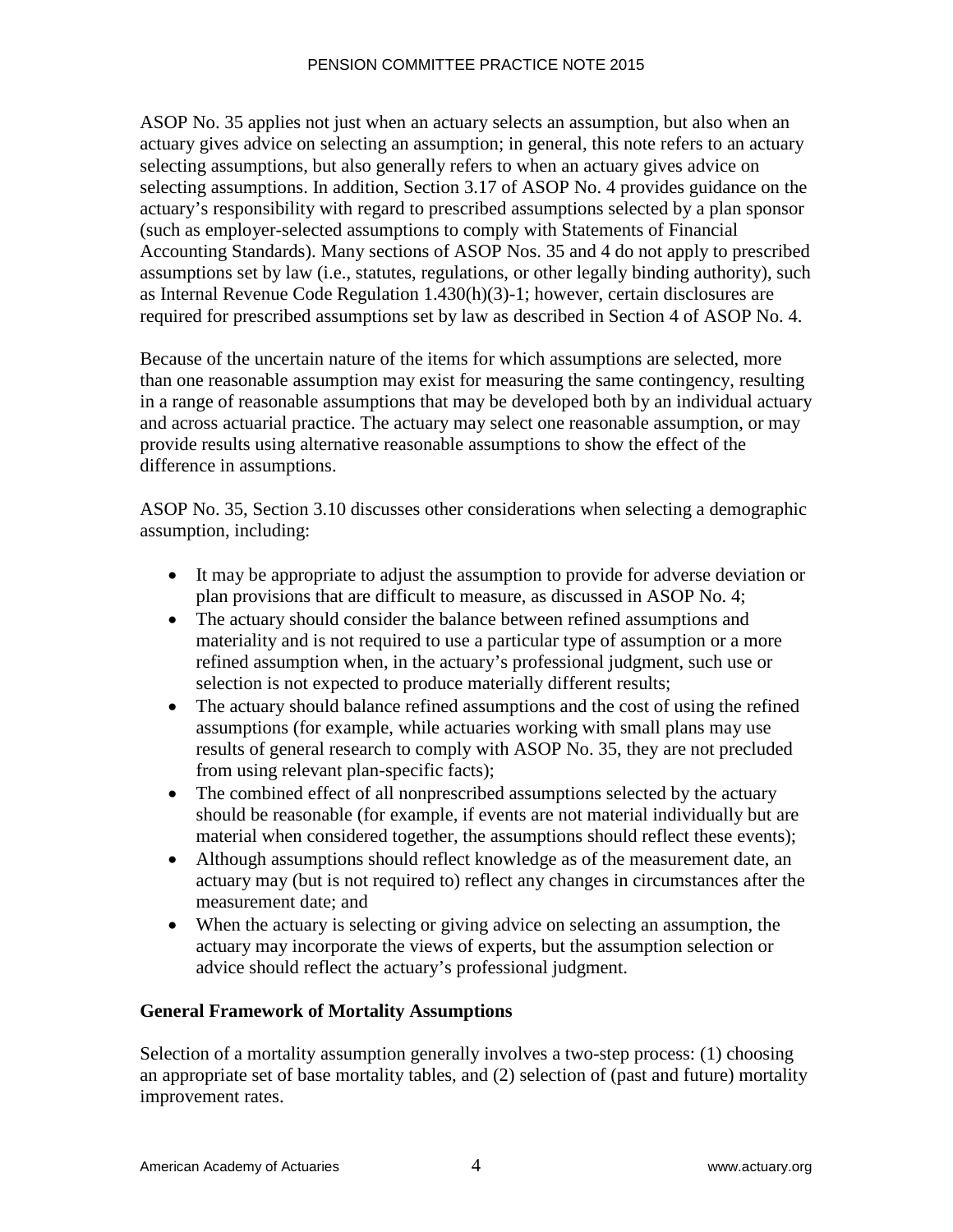ASOP No. 35 applies not just when an actuary selects an assumption, but also when an actuary gives advice on selecting an assumption; in general, this note refers to an actuary selecting assumptions, but also generally refers to when an actuary gives advice on selecting assumptions. In addition, Section 3.17 of ASOP No. 4 provides guidance on the actuary's responsibility with regard to prescribed assumptions selected by a plan sponsor (such as employer-selected assumptions to comply with Statements of Financial Accounting Standards). Many sections of ASOP Nos. 35 and 4 do not apply to prescribed assumptions set by law (i.e., statutes, regulations, or other legally binding authority), such as Internal Revenue Code Regulation 1.430(h)(3)-1; however, certain disclosures are required for prescribed assumptions set by law as described in Section 4 of ASOP No. 4.

Because of the uncertain nature of the items for which assumptions are selected, more than one reasonable assumption may exist for measuring the same contingency, resulting in a range of reasonable assumptions that may be developed both by an individual actuary and across actuarial practice. The actuary may select one reasonable assumption, or may provide results using alternative reasonable assumptions to show the effect of the difference in assumptions.

ASOP No. 35, Section 3.10 discusses other considerations when selecting a demographic assumption, including:

- It may be appropriate to adjust the assumption to provide for adverse deviation or plan provisions that are difficult to measure, as discussed in ASOP No. 4;
- The actuary should consider the balance between refined assumptions and materiality and is not required to use a particular type of assumption or a more refined assumption when, in the actuary's professional judgment, such use or selection is not expected to produce materially different results;
- The actuary should balance refined assumptions and the cost of using the refined assumptions (for example, while actuaries working with small plans may use results of general research to comply with ASOP No. 35, they are not precluded from using relevant plan-specific facts);
- The combined effect of all nonprescribed assumptions selected by the actuary should be reasonable (for example, if events are not material individually but are material when considered together, the assumptions should reflect these events);
- Although assumptions should reflect knowledge as of the measurement date, an actuary may (but is not required to) reflect any changes in circumstances after the measurement date; and
- When the actuary is selecting or giving advice on selecting an assumption, the actuary may incorporate the views of experts, but the assumption selection or advice should reflect the actuary's professional judgment.

**General Framework of Mortality Assumptions**

Selection of a mortality assumption generally involves a two-step process: (1) choosing an appropriate set of base mortality tables, and (2) selection of (past and future) mortality improvement rates.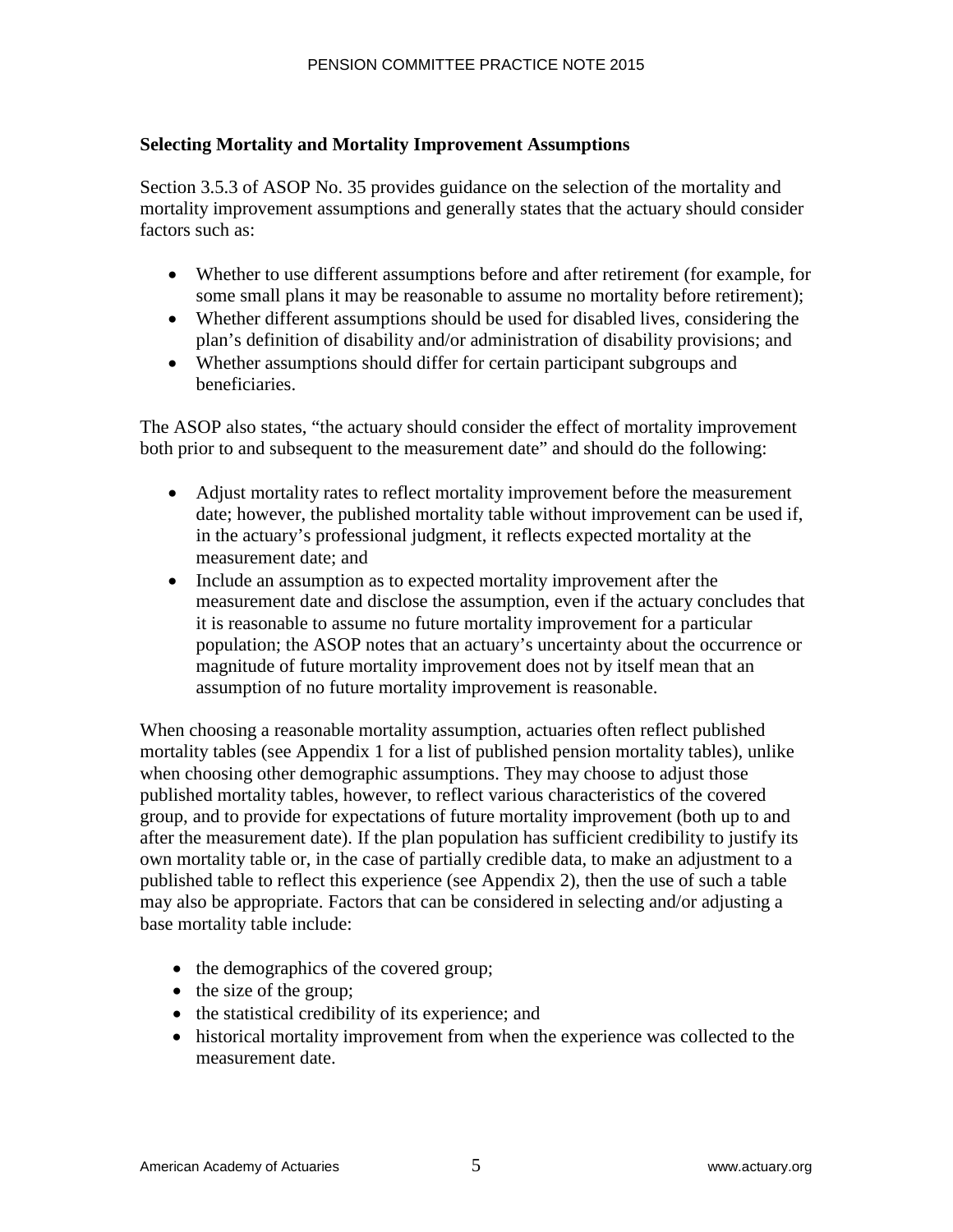### Selecting Mortality and Mortality Improvement Assumptions

Section 3.5.3 of ASOP No. 35 provides guidance on the selection of the mortality and mortality improvement assumptions and generally states that the actuary should consider factors such as:

- Whether to use different assumptions before and after retirement (for example, for some small plans it may be reasonable to assume no mortality before retirement);
- Whether different assumptions should be used for disabled lives, considering the plan's definition of disability and/or administration of disability provisions; and
- Whether assumptions should differ for certain participant subgroups and beneficiaries.

The ASOP also states, "the actuary should consider the effect of mortality improvement both prior to and subsequent to the measurement date" and should do the following:

- Adjust mortality rates to reflect mortality improvement before the measurement date; however, the published mortality table without improvement can be used if, in the actuary's professional judgment, it reflects expected mortality at the measurement date; and
- Include an assumption as to expected mortality improvement after the measurement date and disclose the assumption, even if the actuary concludes that it is reasonable to assume no future mortality improvement for a particular population; the ASOP notes that an actuary's uncertainty about the occurrence or magnitude of future mortality improvement does not by itself mean that an assumption of no future mortality improvement is reasonable.

When choosing a reasonable mortality assumption, actuaries often reflect published mortality tables (see Appendix 1 for a list of published pension mortality tables), unlike when choosing other demographic assumptions. They may choose to adjust those published mortality tables, however, to reflect various characteristics of the covered group, and to provide for expectations of future mortality improvement (both up to and after the measurement date). If the plan population has sufficient credibility to justify its own mortality table or, in the case of partially credible data, to make an adjustment to a published table to reflect this experience (see Appendix 2), then the use of such a table may also be appropriate. Factors that can be considered in selecting and/or adjusting a base mortality table include:

- the demographics of the covered group;
- the size of the group;
- the statistical credibility of its experience; and
- historical mortality improvement from when the experience was collected to the measurement date.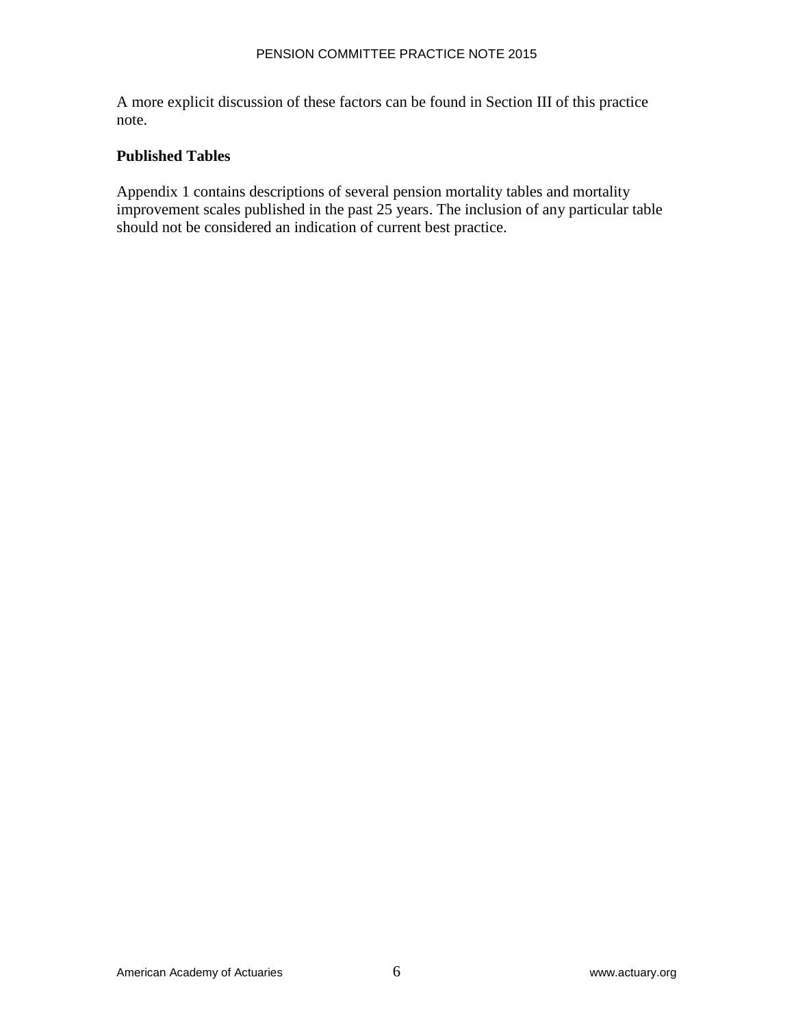A more explicit discussion of these factors can be found in Section III of this practice note.

**Published Tables**

Appendix 1 contains descriptions of several pension mortality tables and mortality improvement scales published in the past 25 years. The inclusion of any particular table should not be considered an indication of current best practice.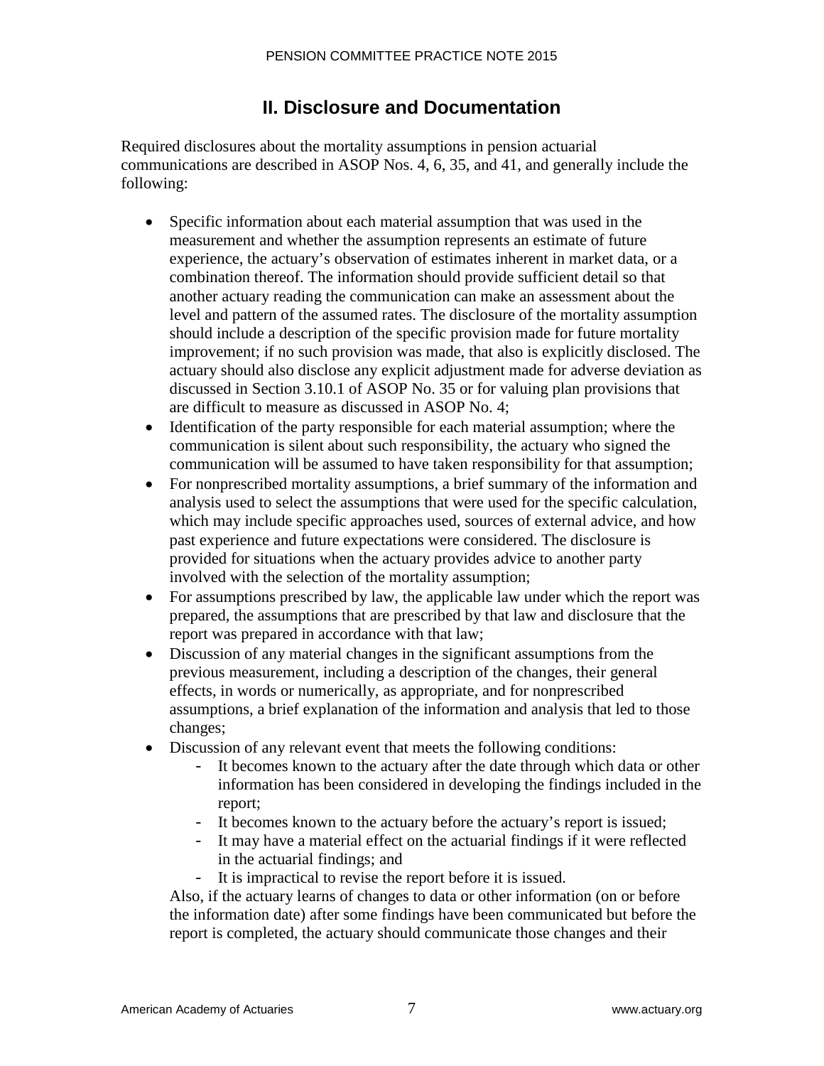## II. Disclosure and Documentation

Required disclosures about the mortality assumptions in pension actuarial communications are described in ASOP Nos. 4, 6, 35, and 41, and generally include the following:

- Specific information about each material assumption that was used in the measurement and whether the assumption represents an estimate of future experience, the actuary's observation of estimates inherent in market data, or a combination thereof. The information should provide sufficient detail so that another actuary reading the communication can make an assessment about the level and pattern of the assumed rates. The disclosure of the mortality assumption should include a description of the specific provision made for future mortality improvement; if no such provision was made, that also is explicitly disclosed. The actuary should also disclose any explicit adjustment made for adverse deviation as discussed in Section 3.10.1 of ASOP No. 35 or for valuing plan provisions that are difficult to measure as discussed in ASOP No. 4;
- Identification of the party responsible for each material assumption; where the communication is silent about such responsibility, the actuary who signed the communication will be assumed to have taken responsibility for that assumption;
- For nonprescribed mortality assumptions, a brief summary of the information and analysis used to select the assumptions that were used for the specific calculation, which may include specific approaches used, sources of external advice, and how past experience and future expectations were considered. The disclosure is provided for situations when the actuary provides advice to another party involved with the selection of the mortality assumption;
- For assumptions prescribed by law, the applicable law under which the report was prepared, the assumptions that are prescribed by that law and disclosure that the report was prepared in accordance with that law;
- Discussion of any material changes in the significant assumptions from the previous measurement, including a description of the changes, their general effects, in words or numerically, as appropriate, and for nonprescribed assumptions, a brief explanation of the information and analysis that led to those changes;
- Discussion of any relevant event that meets the following conditions:
    - It becomes known to the actuary after the date through which data or other information has been considered in developing the findings included in the report;
    - It becomes known to the actuary before the actuary's report is issued;
    - It may have a material effect on the actuarial findings if it were reflected in the actuarial findings; and
    - It is impractical to revise the report before it is issued.

  Also, if the actuary learns of changes to data or other information (on or before the information date) after some findings have been communicated but before the report is completed, the actuary should communicate those changes and their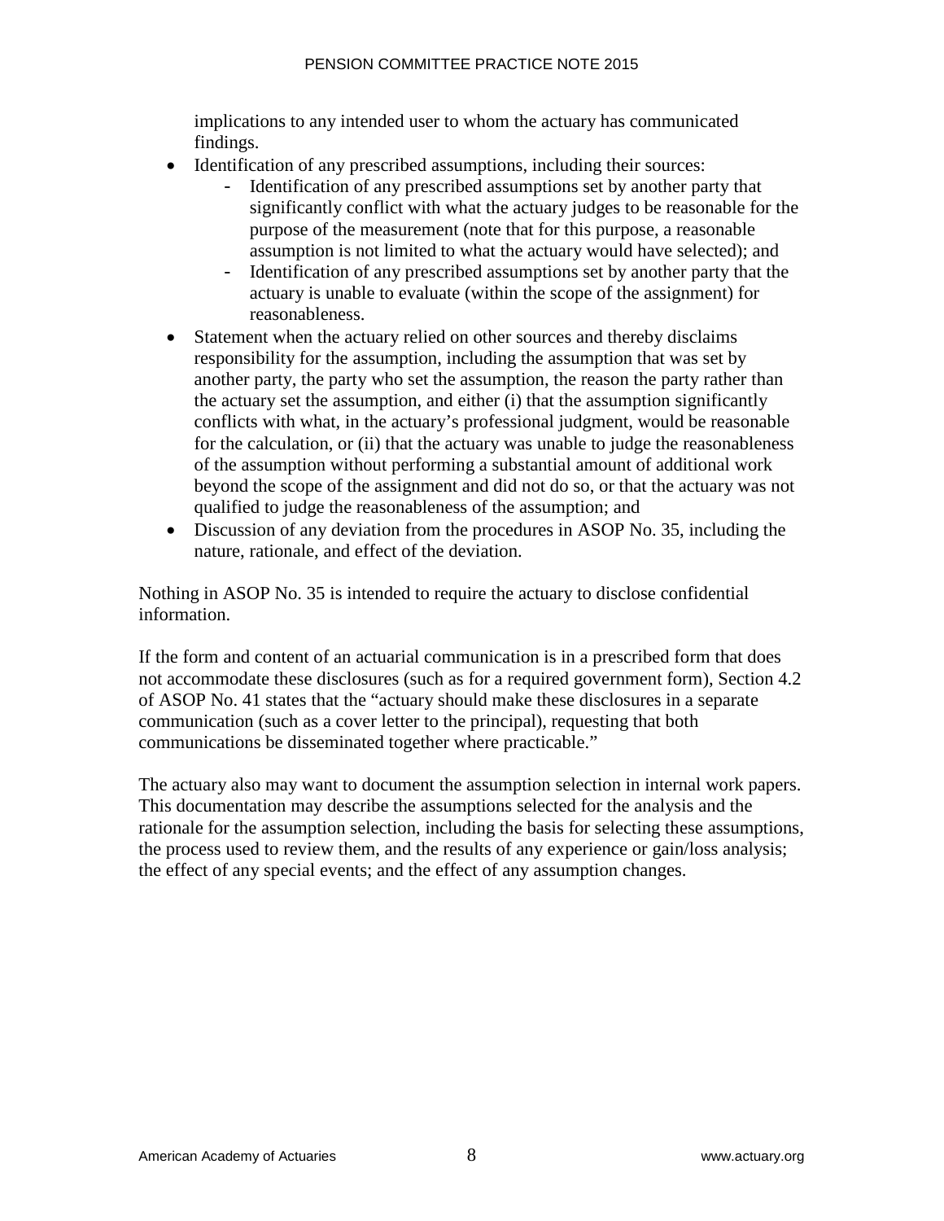implications to any intended user to whom the actuary has communicated findings.

- Identification of any prescribed assumptions, including their sources:
  - Identification of any prescribed assumptions set by another party that significantly conflict with what the actuary judges to be reasonable for the purpose of the measurement (note that for this purpose, a reasonable assumption is not limited to what the actuary would have selected); and
  - Identification of any prescribed assumptions set by another party that the actuary is unable to evaluate (within the scope of the assignment) for reasonableness.
- Statement when the actuary relied on other sources and thereby disclaims responsibility for the assumption, including the assumption that was set by another party, the party who set the assumption, the reason the party rather than the actuary set the assumption, and either (i) that the assumption significantly conflicts with what, in the actuary's professional judgment, would be reasonable for the calculation, or (ii) that the actuary was unable to judge the reasonableness of the assumption without performing a substantial amount of additional work beyond the scope of the assignment and did not do so, or that the actuary was not qualified to judge the reasonableness of the assumption; and
- Discussion of any deviation from the procedures in ASOP No. 35, including the nature, rationale, and effect of the deviation.

Nothing in ASOP No. 35 is intended to require the actuary to disclose confidential information.

If the form and content of an actuarial communication is in a prescribed form that does not accommodate these disclosures (such as for a required government form), Section 4.2 of ASOP No. 41 states that the "actuary should make these disclosures in a separate communication (such as a cover letter to the principal), requesting that both communications be disseminated together where practicable."

The actuary also may want to document the assumption selection in internal work papers. This documentation may describe the assumptions selected for the analysis and the rationale for the assumption selection, including the basis for selecting these assumptions, the process used to review them, and the results of any experience or gain/loss analysis; the effect of any special events; and the effect of any assumption changes.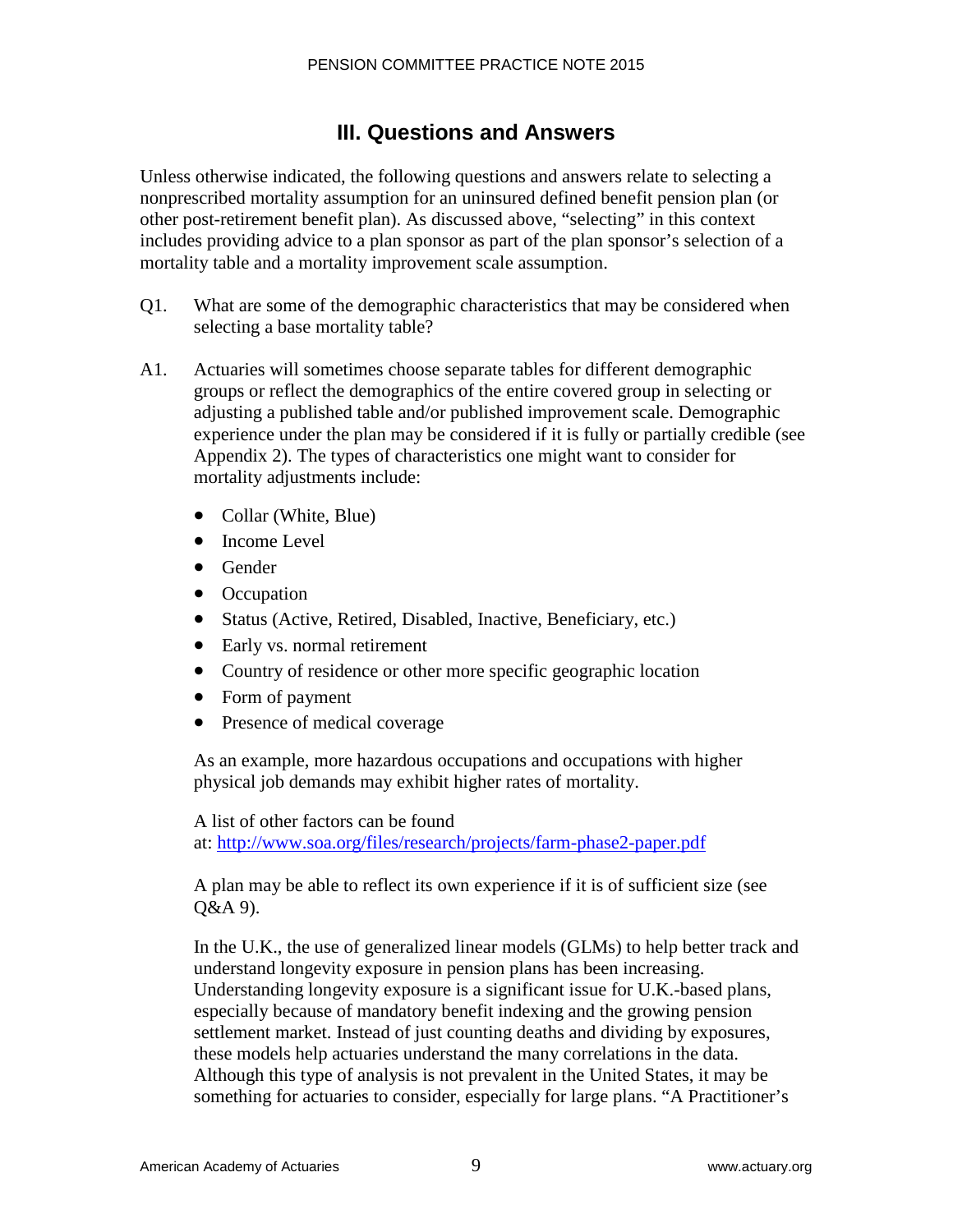## III. Questions and Answers

Unless otherwise indicated, the following questions and answers relate to selecting a nonprescribed mortality assumption for an uninsured defined benefit pension plan (or other post-retirement benefit plan). As discussed above, "selecting" in this context includes providing advice to a plan sponsor as part of the plan sponsor's selection of a mortality table and a mortality improvement scale assumption.

Q1. What are some of the demographic characteristics that may be considered when selecting a base mortality table?

A1. Actuaries will sometimes choose separate tables for different demographic groups or reflect the demographics of the entire covered group in selecting or adjusting a published table and/or published improvement scale. Demographic experience under the plan may be considered if it is fully or partially credible (see Appendix 2). The types of characteristics one might want to consider for mortality adjustments include:

- Collar (White, Blue)
- Income Level
- Gender
- Occupation
- Status (Active, Retired, Disabled, Inactive, Beneficiary, etc.)
- Early vs. normal retirement
- Country of residence or other more specific geographic location
- Form of payment
- Presence of medical coverage

As an example, more hazardous occupations and occupations with higher physical job demands may exhibit higher rates of mortality.

A list of other factors can be found at: [http://www.soa.org/files/research/projects/farm-phase2-paper.pdf](http://www.soa.org/files/research/projects/farm-phase2-paper.pdf)

A plan may be able to reflect its own experience if it is of sufficient size (see Q&A 9).

In the U.K., the use of generalized linear models (GLMs) to help better track and understand longevity exposure in pension plans has been increasing. Understanding longevity exposure is a significant issue for U.K.-based plans, especially because of mandatory benefit indexing and the growing pension settlement market. Instead of just counting deaths and dividing by exposures, these models help actuaries understand the many correlations in the data. Although this type of analysis is not prevalent in the United States, it may be something for actuaries to consider, especially for large plans. "A Practitioner's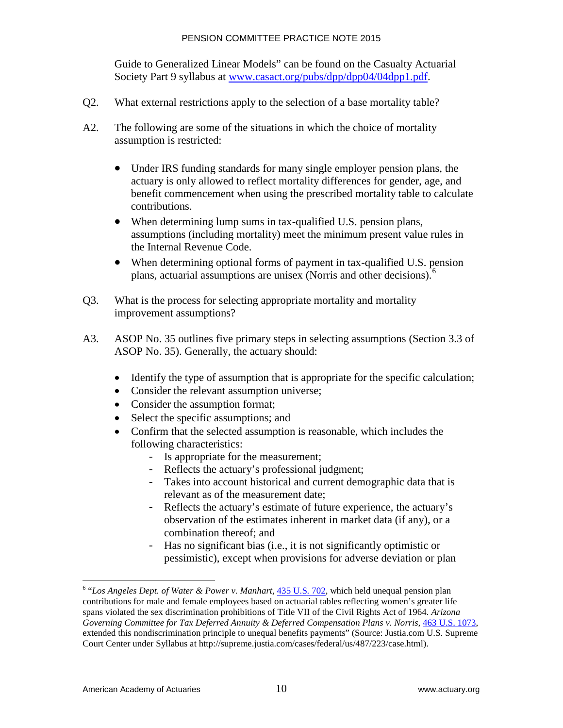Guide to Generalized Linear Models" can be found on the Casualty Actuarial Society Part 9 syllabus at [www.casact.org/pubs/dpp/dpp04/04dpp1.pdf](www.casact.org/pubs/dpp/dpp04/04dpp1.pdf).

Q2. What external restrictions apply to the selection of a base mortality table?

A2. The following are some of the situations in which the choice of mortality assumption is restricted:

- Under IRS funding standards for many single employer pension plans, the actuary is only allowed to reflect mortality differences for gender, age, and benefit commencement when using the prescribed mortality table to calculate contributions.
- When determining lump sums in tax-qualified U.S. pension plans, assumptions (including mortality) meet the minimum present value rules in the Internal Revenue Code.
- When determining optional forms of payment in tax-qualified U.S. pension plans, actuarial assumptions are unisex (Norris and other decisions).[6]

Q3. What is the process for selecting appropriate mortality and mortality improvement assumptions?

A3. ASOP No. 35 outlines five primary steps in selecting assumptions (Section 3.3 of ASOP No. 35). Generally, the actuary should:

- Identify the type of assumption that is appropriate for the specific calculation;
- Consider the relevant assumption universe;
- Consider the assumption format;
- Select the specific assumptions; and
- Confirm that the selected assumption is reasonable, which includes the following characteristics:
  - Is appropriate for the measurement;
  - Reflects the actuary's professional judgment;
  - Takes into account historical and current demographic data that is relevant as of the measurement date;
  - Reflects the actuary's estimate of future experience, the actuary's observation of the estimates inherent in market data (if any), or a combination thereof; and
  - Has no significant bias (i.e., it is not significantly optimistic or pessimistic), except when provisions for adverse deviation or plan

---

[6] "*Los Angeles Dept. of Water & Power v. Manhart*, 435 U.S. 702, which held unequal pension plan contributions for male and female employees based on actuarial tables reflecting women's greater life spans violated the sex discrimination prohibitions of Title VII of the Civil Rights Act of 1964. *Arizona Governing Committee for Tax Deferred Annuity & Deferred Compensation Plans v. Norris*, 463 U.S. 1073, extended this nondiscrimination principle to unequal benefits payments" (Source: Justia.com U.S. Supreme Court Center under Syllabus at http://supreme.justia.com/cases/federal/us/487/223/case.html).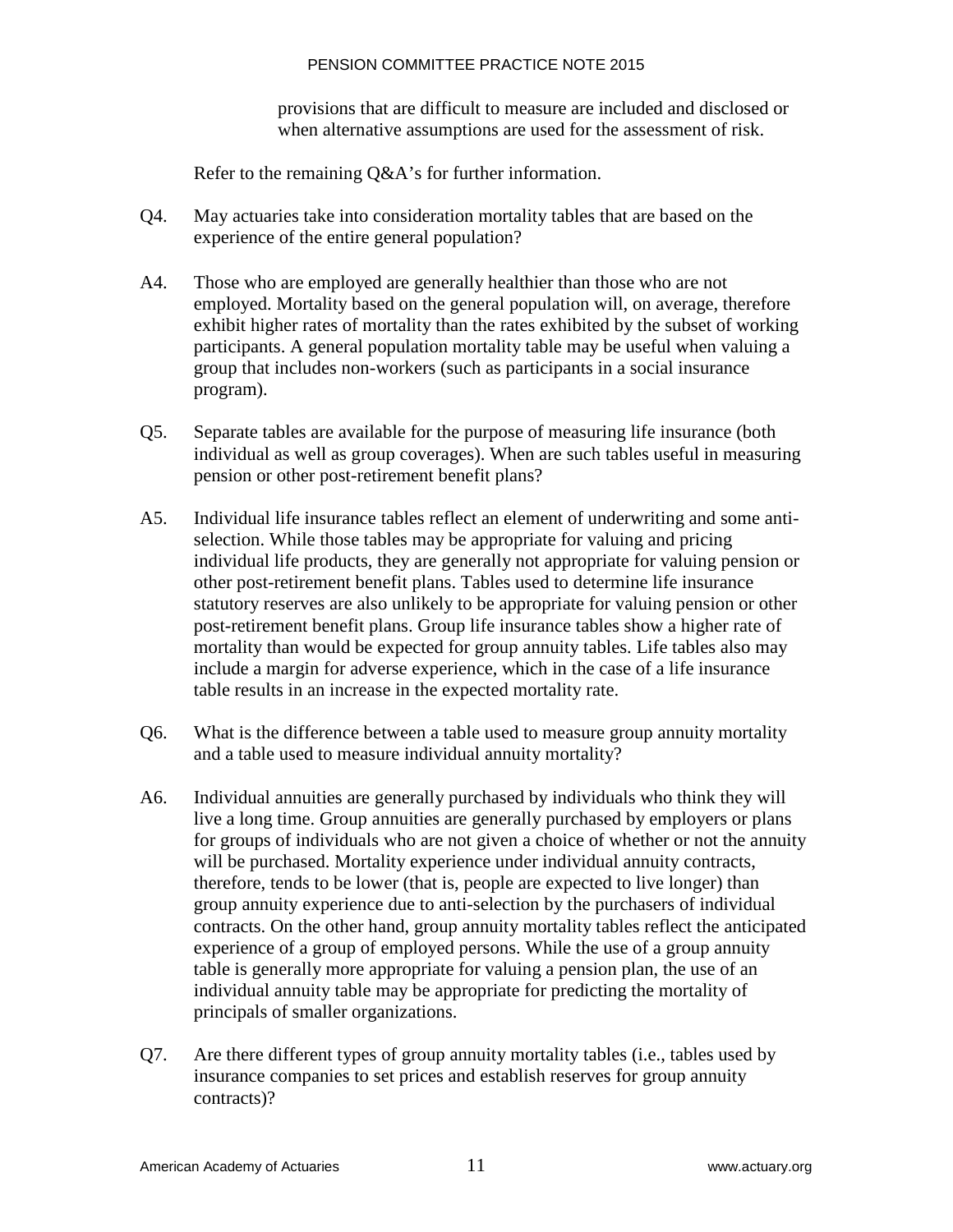provisions that are difficult to measure are included and disclosed or when alternative assumptions are used for the assessment of risk.

Refer to the remaining Q&A's for further information.

Q4. May actuaries take into consideration mortality tables that are based on the experience of the entire general population?

A4. Those who are employed are generally healthier than those who are not employed. Mortality based on the general population will, on average, therefore exhibit higher rates of mortality than the rates exhibited by the subset of working participants. A general population mortality table may be useful when valuing a group that includes non-workers (such as participants in a social insurance program).

Q5. Separate tables are available for the purpose of measuring life insurance (both individual as well as group coverages). When are such tables useful in measuring pension or other post-retirement benefit plans?

A5. Individual life insurance tables reflect an element of underwriting and some anti-selection. While those tables may be appropriate for valuing and pricing individual life products, they are generally not appropriate for valuing pension or other post-retirement benefit plans. Tables used to determine life insurance statutory reserves are also unlikely to be appropriate for valuing pension or other post-retirement benefit plans. Group life insurance tables show a higher rate of mortality than would be expected for group annuity tables. Life tables also may include a margin for adverse experience, which in the case of a life insurance table results in an increase in the expected mortality rate.

Q6. What is the difference between a table used to measure group annuity mortality and a table used to measure individual annuity mortality?

A6. Individual annuities are generally purchased by individuals who think they will live a long time. Group annuities are generally purchased by employers or plans for groups of individuals who are not given a choice of whether or not the annuity will be purchased. Mortality experience under individual annuity contracts, therefore, tends to be lower (that is, people are expected to live longer) than group annuity experience due to anti-selection by the purchasers of individual contracts. On the other hand, group annuity mortality tables reflect the anticipated experience of a group of employed persons. While the use of a group annuity table is generally more appropriate for valuing a pension plan, the use of an individual annuity table may be appropriate for predicting the mortality of principals of smaller organizations.

Q7. Are there different types of group annuity mortality tables (i.e., tables used by insurance companies to set prices and establish reserves for group annuity contracts)?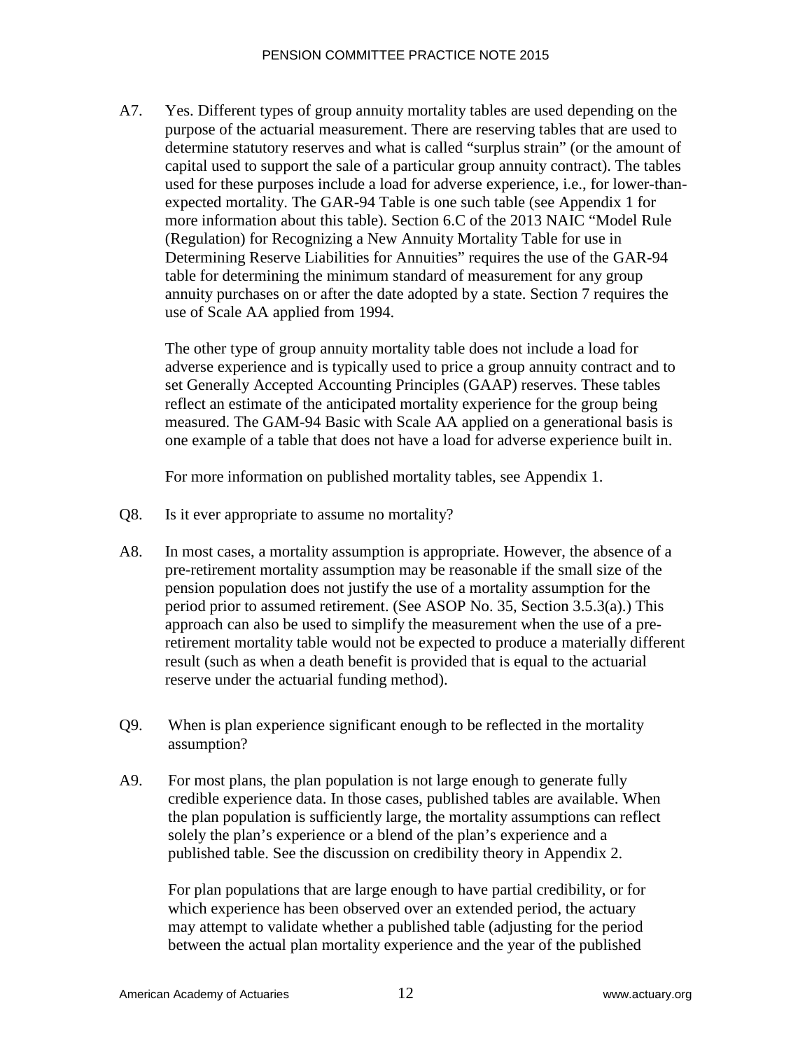A7. Yes. Different types of group annuity mortality tables are used depending on the purpose of the actuarial measurement. There are reserving tables that are used to determine statutory reserves and what is called "surplus strain" (or the amount of capital used to support the sale of a particular group annuity contract). The tables used for these purposes include a load for adverse experience, i.e., for lower-than-expected mortality. The GAR-94 Table is one such table (see Appendix 1 for more information about this table). Section 6.C of the 2013 NAIC "Model Rule (Regulation) for Recognizing a New Annuity Mortality Table for use in Determining Reserve Liabilities for Annuities" requires the use of the GAR-94 table for determining the minimum standard of measurement for any group annuity purchases on or after the date adopted by a state. Section 7 requires the use of Scale AA applied from 1994.

The other type of group annuity mortality table does not include a load for adverse experience and is typically used to price a group annuity contract and to set Generally Accepted Accounting Principles (GAAP) reserves. These tables reflect an estimate of the anticipated mortality experience for the group being measured. The GAM-94 Basic with Scale AA applied on a generational basis is one example of a table that does not have a load for adverse experience built in.

For more information on published mortality tables, see Appendix 1.

Q8. Is it ever appropriate to assume no mortality?

A8. In most cases, a mortality assumption is appropriate. However, the absence of a pre-retirement mortality assumption may be reasonable if the small size of the pension population does not justify the use of a mortality assumption for the period prior to assumed retirement. (See ASOP No. 35, Section 3.5.3(a).) This approach can also be used to simplify the measurement when the use of a pre-retirement mortality table would not be expected to produce a materially different result (such as when a death benefit is provided that is equal to the actuarial reserve under the actuarial funding method).

Q9. When is plan experience significant enough to be reflected in the mortality assumption?

A9. For most plans, the plan population is not large enough to generate fully credible experience data. In those cases, published tables are available. When the plan population is sufficiently large, the mortality assumptions can reflect solely the plan's experience or a blend of the plan's experience and a published table. See the discussion on credibility theory in Appendix 2.

For plan populations that are large enough to have partial credibility, or for which experience has been observed over an extended period, the actuary may attempt to validate whether a published table (adjusting for the period between the actual plan mortality experience and the year of the published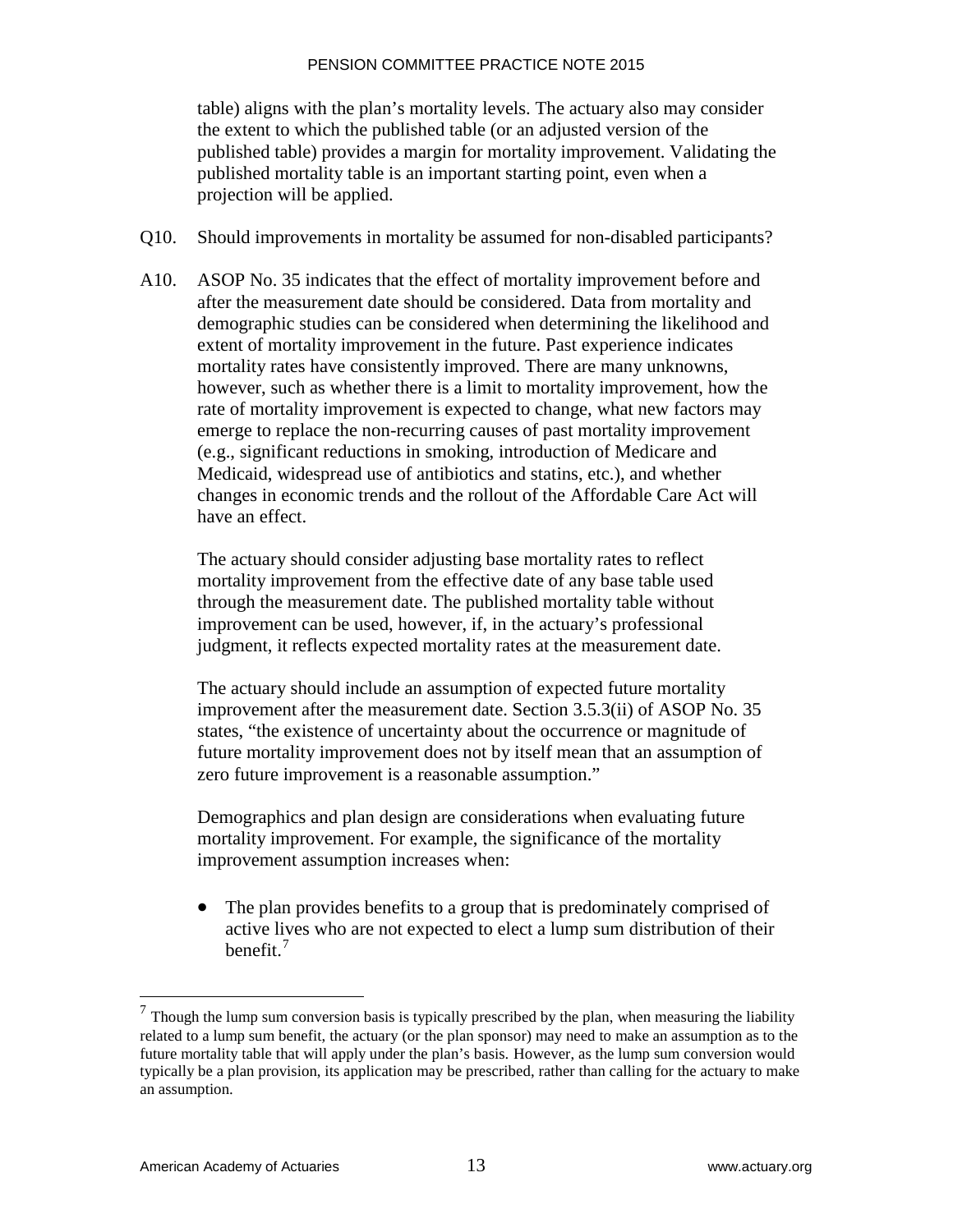table) aligns with the plan's mortality levels. The actuary also may consider the extent to which the published table (or an adjusted version of the published table) provides a margin for mortality improvement. Validating the published mortality table is an important starting point, even when a projection will be applied.

Q10. Should improvements in mortality be assumed for non-disabled participants?

A10. ASOP No. 35 indicates that the effect of mortality improvement before and after the measurement date should be considered. Data from mortality and demographic studies can be considered when determining the likelihood and extent of mortality improvement in the future. Past experience indicates mortality rates have consistently improved. There are many unknowns, however, such as whether there is a limit to mortality improvement, how the rate of mortality improvement is expected to change, what new factors may emerge to replace the non-recurring causes of past mortality improvement (e.g., significant reductions in smoking, introduction of Medicare and Medicaid, widespread use of antibiotics and statins, etc.), and whether changes in economic trends and the rollout of the Affordable Care Act will have an effect.

The actuary should consider adjusting base mortality rates to reflect mortality improvement from the effective date of any base table used through the measurement date. The published mortality table without improvement can be used, however, if, in the actuary's professional judgment, it reflects expected mortality rates at the measurement date.

The actuary should include an assumption of expected future mortality improvement after the measurement date. Section 3.5.3(ii) of ASOP No. 35 states, "the existence of uncertainty about the occurrence or magnitude of future mortality improvement does not by itself mean that an assumption of zero future improvement is a reasonable assumption."

Demographics and plan design are considerations when evaluating future mortality improvement. For example, the significance of the mortality improvement assumption increases when:

- The plan provides benefits to a group that is predominately comprised of active lives who are not expected to elect a lump sum distribution of their benefit.[7]

[7] Though the lump sum conversion basis is typically prescribed by the plan, when measuring the liability related to a lump sum benefit, the actuary (or the plan sponsor) may need to make an assumption as to the future mortality table that will apply under the plan's basis. However, as the lump sum conversion would typically be a plan provision, its application may be prescribed, rather than calling for the actuary to make an assumption.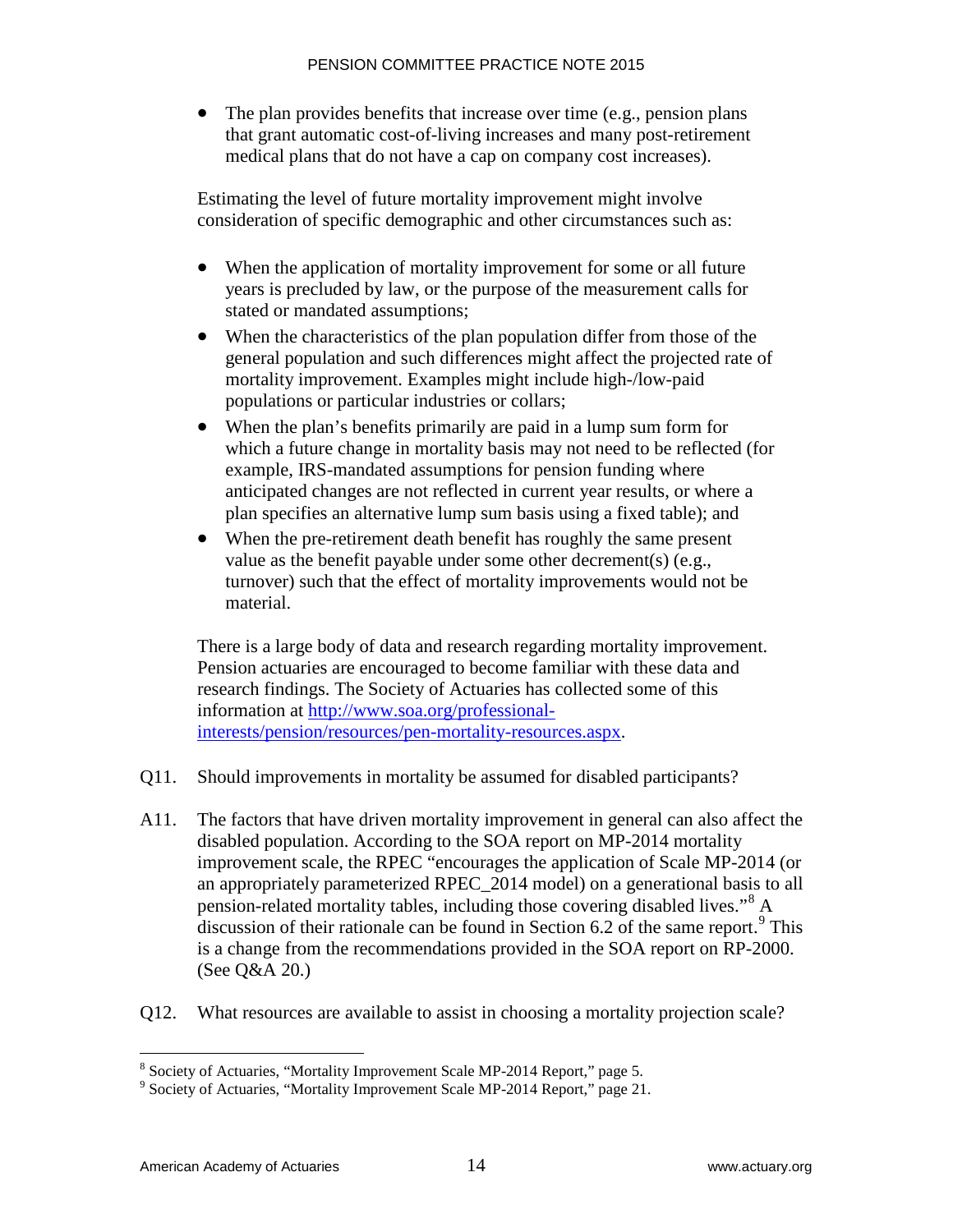- The plan provides benefits that increase over time (e.g., pension plans that grant automatic cost-of-living increases and many post-retirement medical plans that do not have a cap on company cost increases).

Estimating the level of future mortality improvement might involve consideration of specific demographic and other circumstances such as:

- When the application of mortality improvement for some or all future years is precluded by law, or the purpose of the measurement calls for stated or mandated assumptions;
- When the characteristics of the plan population differ from those of the general population and such differences might affect the projected rate of mortality improvement. Examples might include high-/low-paid populations or particular industries or collars;
- When the plan's benefits primarily are paid in a lump sum form for which a future change in mortality basis may not need to be reflected (for example, IRS-mandated assumptions for pension funding where anticipated changes are not reflected in current year results, or where a plan specifies an alternative lump sum basis using a fixed table); and
- When the pre-retirement death benefit has roughly the same present value as the benefit payable under some other decrement(s) (e.g., turnover) such that the effect of mortality improvements would not be material.

There is a large body of data and research regarding mortality improvement. Pension actuaries are encouraged to become familiar with these data and research findings. The Society of Actuaries has collected some of this information at [http://www.soa.org/professional-interests/pension/resources/pen-mortality-resources.aspx](http://www.soa.org/professional-interests/pension/resources/pen-mortality-resources.aspx).

Q11. Should improvements in mortality be assumed for disabled participants?

A11. The factors that have driven mortality improvement in general can also affect the disabled population. According to the SOA report on MP-2014 mortality improvement scale, the RPEC "encourages the application of Scale MP-2014 (or an appropriately parameterized RPEC_2014 model) on a generational basis to all pension-related mortality tables, including those covering disabled lives."[8] A discussion of their rationale can be found in Section 6.2 of the same report.[9] This is a change from the recommendations provided in the SOA report on RP-2000. (See Q&A 20.)

Q12. What resources are available to assist in choosing a mortality projection scale?

---

[8] Society of Actuaries, "Mortality Improvement Scale MP-2014 Report," page 5.

[9] Society of Actuaries, "Mortality Improvement Scale MP-2014 Report," page 21.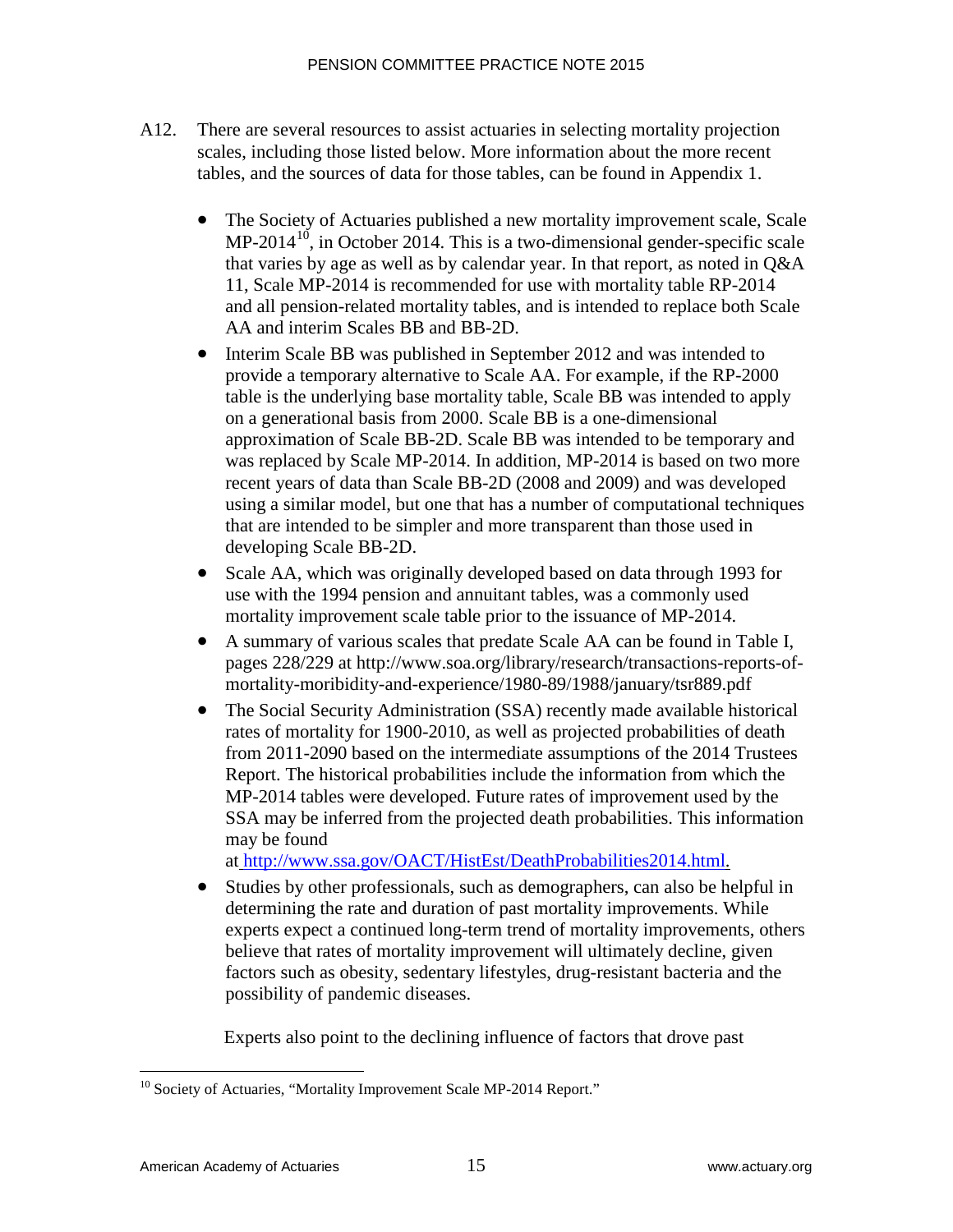A12. There are several resources to assist actuaries in selecting mortality projection scales, including those listed below. More information about the more recent tables, and the sources of data for those tables, can be found in Appendix 1.

- The Society of Actuaries published a new mortality improvement scale, Scale MP-2014[10], in October 2014. This is a two-dimensional gender-specific scale that varies by age as well as by calendar year. In that report, as noted in Q&A 11, Scale MP-2014 is recommended for use with mortality table RP-2014 and all pension-related mortality tables, and is intended to replace both Scale AA and interim Scales BB and BB-2D.
- Interim Scale BB was published in September 2012 and was intended to provide a temporary alternative to Scale AA. For example, if the RP-2000 table is the underlying base mortality table, Scale BB was intended to apply on a generational basis from 2000. Scale BB is a one-dimensional approximation of Scale BB-2D. Scale BB was intended to be temporary and was replaced by Scale MP-2014. In addition, MP-2014 is based on two more recent years of data than Scale BB-2D (2008 and 2009) and was developed using a similar model, but one that has a number of computational techniques that are intended to be simpler and more transparent than those used in developing Scale BB-2D.
- Scale AA, which was originally developed based on data through 1993 for use with the 1994 pension and annuitant tables, was a commonly used mortality improvement scale table prior to the issuance of MP-2014.
- A summary of various scales that predate Scale AA can be found in Table I, pages 228/229 at http://www.soa.org/library/research/transactions-reports-of-mortality-moribidity-and-experience/1980-89/1988/january/tsr889.pdf
- The Social Security Administration (SSA) recently made available historical rates of mortality for 1900-2010, as well as projected probabilities of death from 2011-2090 based on the intermediate assumptions of the 2014 Trustees Report. The historical probabilities include the information from which the MP-2014 tables were developed. Future rates of improvement used by the SSA may be inferred from the projected death probabilities. This information may be found at http://www.ssa.gov/OACT/HistEst/DeathProbabilities2014.html.
- Studies by other professionals, such as demographers, can also be helpful in determining the rate and duration of past mortality improvements. While experts expect a continued long-term trend of mortality improvements, others believe that rates of mortality improvement will ultimately decline, given factors such as obesity, sedentary lifestyles, drug-resistant bacteria and the possibility of pandemic diseases.

  Experts also point to the declining influence of factors that drove past

[10] Society of Actuaries, "Mortality Improvement Scale MP-2014 Report."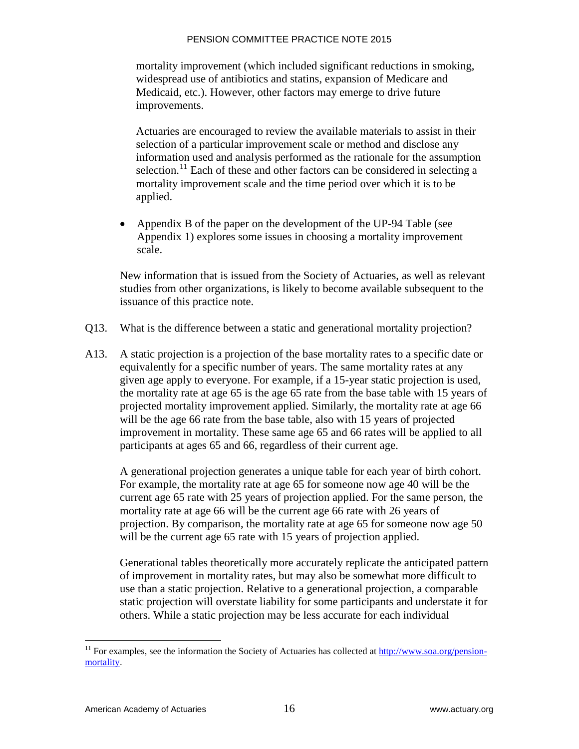mortality improvement (which included significant reductions in smoking, widespread use of antibiotics and statins, expansion of Medicare and Medicaid, etc.). However, other factors may emerge to drive future improvements.

Actuaries are encouraged to review the available materials to assist in their selection of a particular improvement scale or method and disclose any information used and analysis performed as the rationale for the assumption selection.[11] Each of these and other factors can be considered in selecting a mortality improvement scale and the time period over which it is to be applied.

- Appendix B of the paper on the development of the UP-94 Table (see Appendix 1) explores some issues in choosing a mortality improvement scale.

New information that is issued from the Society of Actuaries, as well as relevant studies from other organizations, is likely to become available subsequent to the issuance of this practice note.

Q13. What is the difference between a static and generational mortality projection?

A13. A static projection is a projection of the base mortality rates to a specific date or equivalently for a specific number of years. The same mortality rates at any given age apply to everyone. For example, if a 15-year static projection is used, the mortality rate at age 65 is the age 65 rate from the base table with 15 years of projected mortality improvement applied. Similarly, the mortality rate at age 66 will be the age 66 rate from the base table, also with 15 years of projected improvement in mortality. These same age 65 and 66 rates will be applied to all participants at ages 65 and 66, regardless of their current age.

A generational projection generates a unique table for each year of birth cohort. For example, the mortality rate at age 65 for someone now age 40 will be the current age 65 rate with 25 years of projection applied. For the same person, the mortality rate at age 66 will be the current age 66 rate with 26 years of projection. By comparison, the mortality rate at age 65 for someone now age 50 will be the current age 65 rate with 15 years of projection applied.

Generational tables theoretically more accurately replicate the anticipated pattern of improvement in mortality rates, but may also be somewhat more difficult to use than a static projection. Relative to a generational projection, a comparable static projection will overstate liability for some participants and understate it for others. While a static projection may be less accurate for each individual

[11] For examples, see the information the Society of Actuaries has collected at http://www.soa.org/pension-mortality.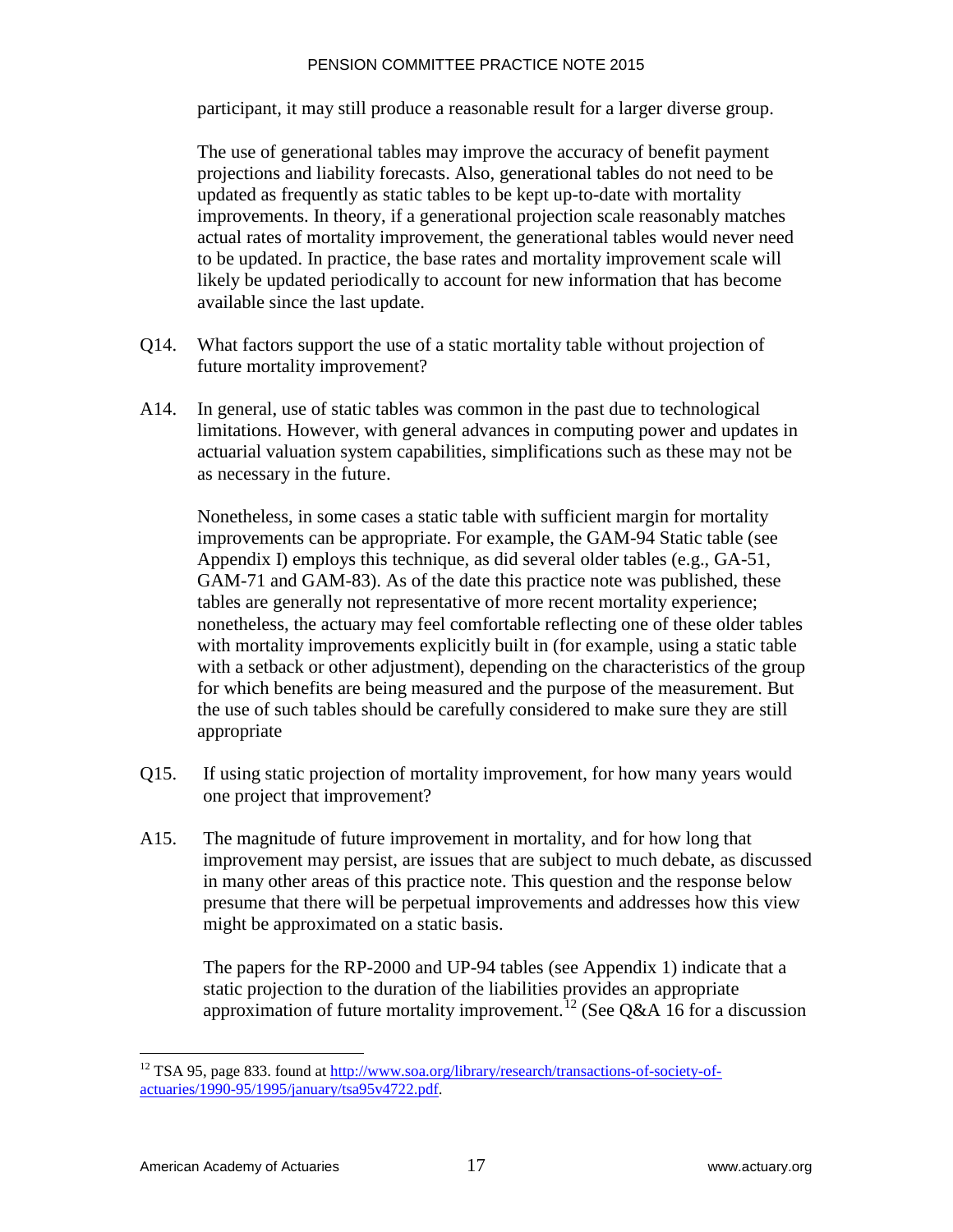participant, it may still produce a reasonable result for a larger diverse group.

The use of generational tables may improve the accuracy of benefit payment projections and liability forecasts. Also, generational tables do not need to be updated as frequently as static tables to be kept up-to-date with mortality improvements. In theory, if a generational projection scale reasonably matches actual rates of mortality improvement, the generational tables would never need to be updated. In practice, the base rates and mortality improvement scale will likely be updated periodically to account for new information that has become available since the last update.

Q14. What factors support the use of a static mortality table without projection of future mortality improvement?

A14. In general, use of static tables was common in the past due to technological limitations. However, with general advances in computing power and updates in actuarial valuation system capabilities, simplifications such as these may not be as necessary in the future.

Nonetheless, in some cases a static table with sufficient margin for mortality improvements can be appropriate. For example, the GAM-94 Static table (see Appendix I) employs this technique, as did several older tables (e.g., GA-51, GAM-71 and GAM-83). As of the date this practice note was published, these tables are generally not representative of more recent mortality experience; nonetheless, the actuary may feel comfortable reflecting one of these older tables with mortality improvements explicitly built in (for example, using a static table with a setback or other adjustment), depending on the characteristics of the group for which benefits are being measured and the purpose of the measurement. But the use of such tables should be carefully considered to make sure they are still appropriate

Q15. If using static projection of mortality improvement, for how many years would one project that improvement?

A15. The magnitude of future improvement in mortality, and for how long that improvement may persist, are issues that are subject to much debate, as discussed in many other areas of this practice note. This question and the response below presume that there will be perpetual improvements and addresses how this view might be approximated on a static basis.

The papers for the RP-2000 and UP-94 tables (see Appendix 1) indicate that a static projection to the duration of the liabilities provides an appropriate approximation of future mortality improvement.[12] (See Q&A 16 for a discussion

[12] TSA 95, page 833. found at http://www.soa.org/library/research/transactions-of-society-of-actuaries/1990-95/1995/january/tsa95v4722.pdf.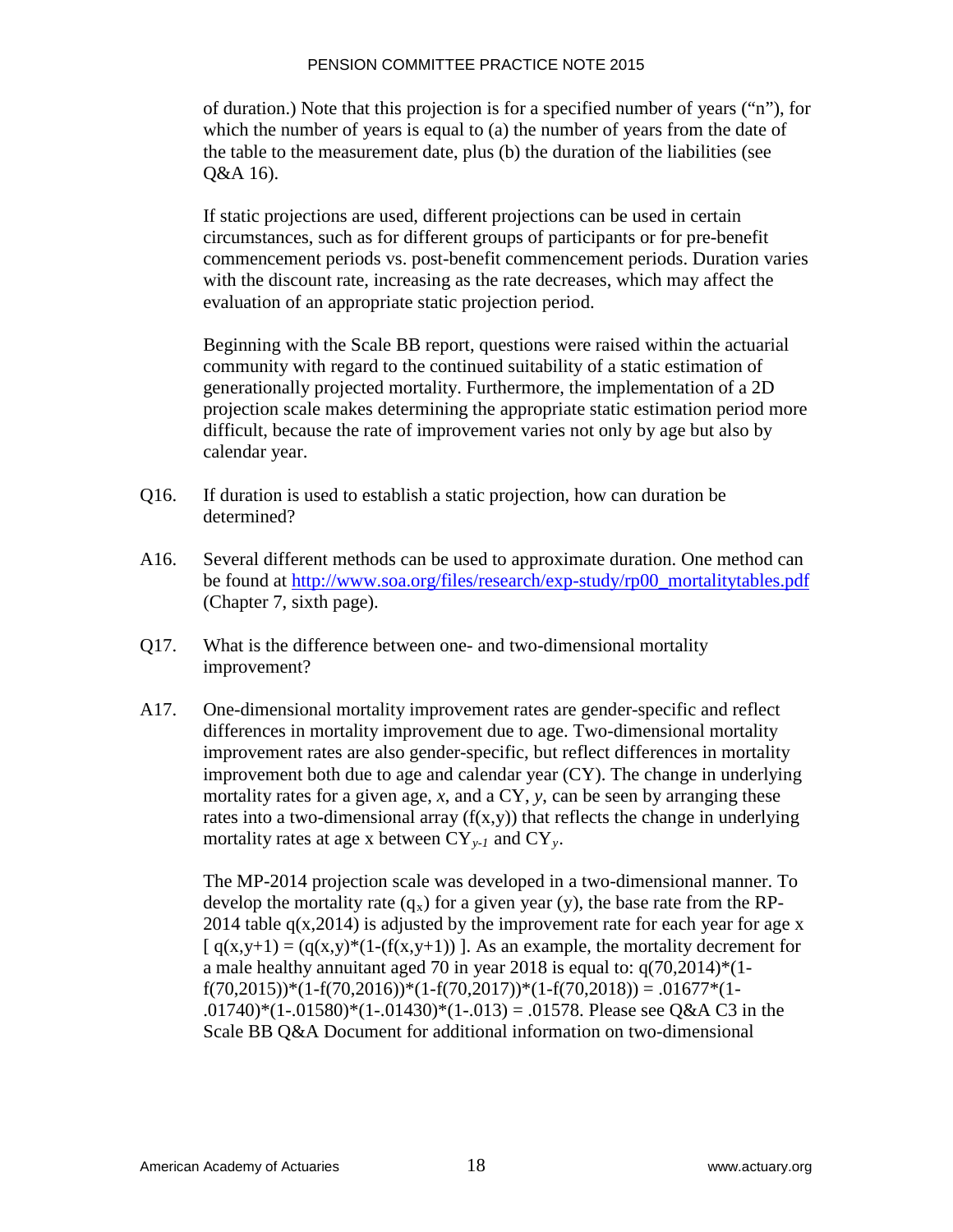of duration.) Note that this projection is for a specified number of years ("n"), for which the number of years is equal to (a) the number of years from the date of the table to the measurement date, plus (b) the duration of the liabilities (see Q&A 16).

If static projections are used, different projections can be used in certain circumstances, such as for different groups of participants or for pre-benefit commencement periods vs. post-benefit commencement periods. Duration varies with the discount rate, increasing as the rate decreases, which may affect the evaluation of an appropriate static projection period.

Beginning with the Scale BB report, questions were raised within the actuarial community with regard to the continued suitability of a static estimation of generationally projected mortality. Furthermore, the implementation of a 2D projection scale makes determining the appropriate static estimation period more difficult, because the rate of improvement varies not only by age but also by calendar year.

Q16. If duration is used to establish a static projection, how can duration be determined?

A16. Several different methods can be used to approximate duration. One method can be found at http://www.soa.org/files/research/exp-study/rp00_mortalitytables.pdf (Chapter 7, sixth page).

Q17. What is the difference between one- and two-dimensional mortality improvement?

A17. One-dimensional mortality improvement rates are gender-specific and reflect differences in mortality improvement due to age. Two-dimensional mortality improvement rates are also gender-specific, but reflect differences in mortality improvement both due to age and calendar year (CY). The change in underlying mortality rates for a given age, *x*, and a CY, *y*, can be seen by arranging these rates into a two-dimensional array (f(x,y)) that reflects the change in underlying mortality rates at age x between $CY_{y-1}$ and $CY_{y}$.

The MP-2014 projection scale was developed in a two-dimensional manner. To develop the mortality rate ($q_x$) for a given year (y), the base rate from the RP-2014 table q(x,2014) is adjusted by the improvement rate for each year for age x [ q(x,y+1) = (q(x,y)*(1-(f(x,y+1)) ]. As an example, the mortality decrement for a male healthy annuitant aged 70 in year 2018 is equal to: q(70,2014)*(1-f(70,2015))*(1-f(70,2016))*(1-f(70,2017))*(1-f(70,2018)) = .01677*(1-.01740)*(1-.01580)*(1-.01430)*(1-.013) = .01578. Please see Q&A C3 in the Scale BB Q&A Document for additional information on two-dimensional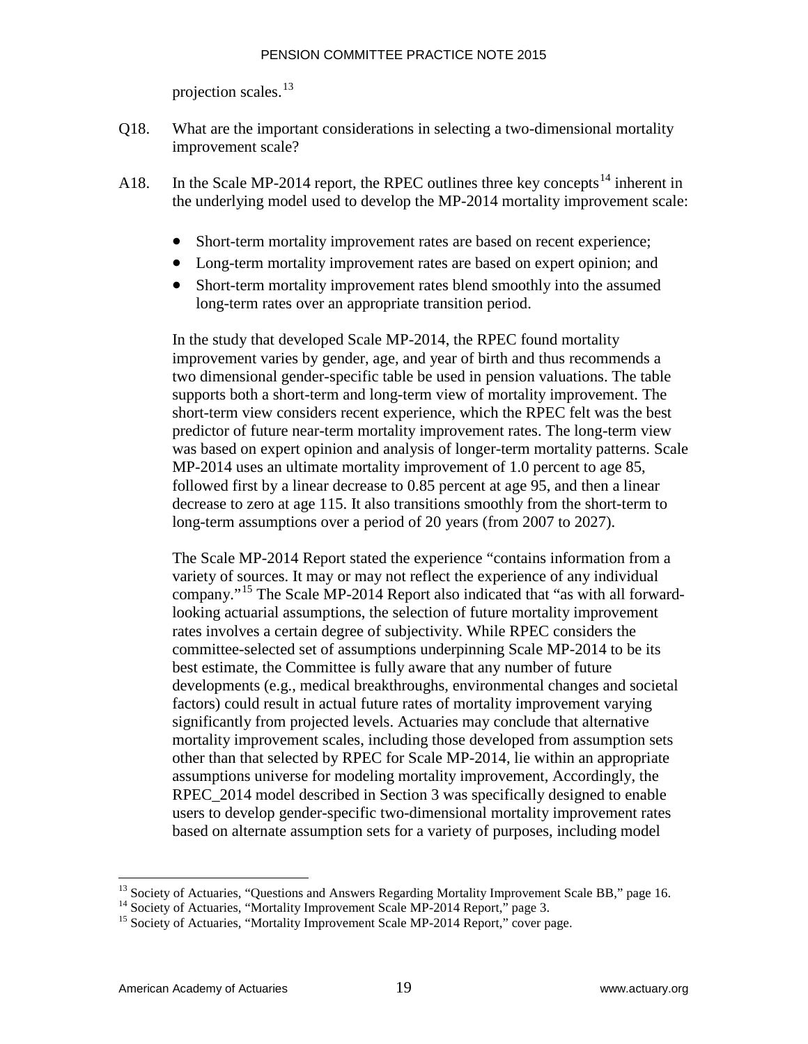projection scales.[13]

Q18. What are the important considerations in selecting a two-dimensional mortality improvement scale?

A18. In the Scale MP-2014 report, the RPEC outlines three key concepts[14] inherent in the underlying model used to develop the MP-2014 mortality improvement scale:

- Short-term mortality improvement rates are based on recent experience;
- Long-term mortality improvement rates are based on expert opinion; and
- Short-term mortality improvement rates blend smoothly into the assumed long-term rates over an appropriate transition period.

In the study that developed Scale MP-2014, the RPEC found mortality improvement varies by gender, age, and year of birth and thus recommends a two dimensional gender-specific table be used in pension valuations. The table supports both a short-term and long-term view of mortality improvement. The short-term view considers recent experience, which the RPEC felt was the best predictor of future near-term mortality improvement rates. The long-term view was based on expert opinion and analysis of longer-term mortality patterns. Scale MP-2014 uses an ultimate mortality improvement of 1.0 percent to age 85, followed first by a linear decrease to 0.85 percent at age 95, and then a linear decrease to zero at age 115. It also transitions smoothly from the short-term to long-term assumptions over a period of 20 years (from 2007 to 2027).

The Scale MP-2014 Report stated the experience "contains information from a variety of sources. It may or may not reflect the experience of any individual company."[15] The Scale MP-2014 Report also indicated that "as with all forward-looking actuarial assumptions, the selection of future mortality improvement rates involves a certain degree of subjectivity. While RPEC considers the committee-selected set of assumptions underpinning Scale MP-2014 to be its best estimate, the Committee is fully aware that any number of future developments (e.g., medical breakthroughs, environmental changes and societal factors) could result in actual future rates of mortality improvement varying significantly from projected levels. Actuaries may conclude that alternative mortality improvement scales, including those developed from assumption sets other than that selected by RPEC for Scale MP-2014, lie within an appropriate assumptions universe for modeling mortality improvement, Accordingly, the RPEC_2014 model described in Section 3 was specifically designed to enable users to develop gender-specific two-dimensional mortality improvement rates based on alternate assumption sets for a variety of purposes, including model

---

[13] Society of Actuaries, "Questions and Answers Regarding Mortality Improvement Scale BB," page 16.

[14] Society of Actuaries, "Mortality Improvement Scale MP-2014 Report," page 3.

[15] Society of Actuaries, "Mortality Improvement Scale MP-2014 Report," cover page.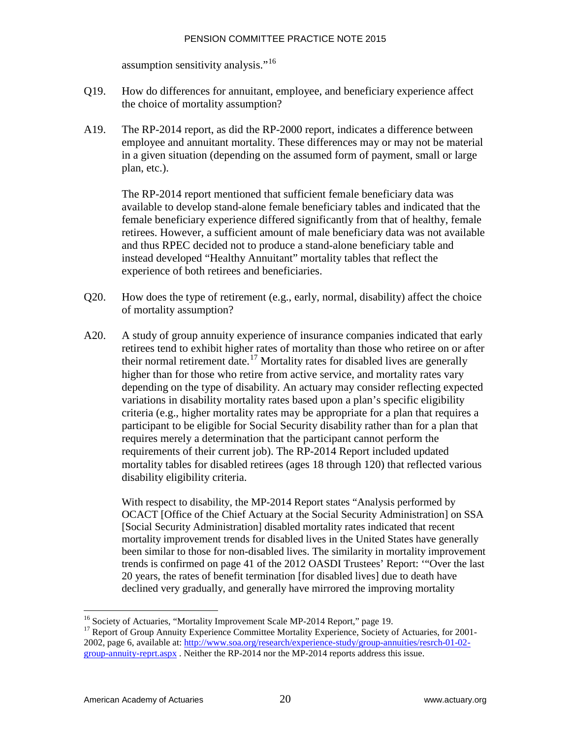assumption sensitivity analysis."[16]

Q19. How do differences for annuitant, employee, and beneficiary experience affect the choice of mortality assumption?

A19. The RP-2014 report, as did the RP-2000 report, indicates a difference between employee and annuitant mortality. These differences may or may not be material in a given situation (depending on the assumed form of payment, small or large plan, etc.).

The RP-2014 report mentioned that sufficient female beneficiary data was available to develop stand-alone female beneficiary tables and indicated that the female beneficiary experience differed significantly from that of healthy, female retirees. However, a sufficient amount of male beneficiary data was not available and thus RPEC decided not to produce a stand-alone beneficiary table and instead developed "Healthy Annuitant" mortality tables that reflect the experience of both retirees and beneficiaries.

Q20. How does the type of retirement (e.g., early, normal, disability) affect the choice of mortality assumption?

A20. A study of group annuity experience of insurance companies indicated that early retirees tend to exhibit higher rates of mortality than those who retiree on or after their normal retirement date.[17] Mortality rates for disabled lives are generally higher than for those who retire from active service, and mortality rates vary depending on the type of disability. An actuary may consider reflecting expected variations in disability mortality rates based upon a plan's specific eligibility criteria (e.g., higher mortality rates may be appropriate for a plan that requires a participant to be eligible for Social Security disability rather than for a plan that requires merely a determination that the participant cannot perform the requirements of their current job). The RP-2014 Report included updated mortality tables for disabled retirees (ages 18 through 120) that reflected various disability eligibility criteria.

With respect to disability, the MP-2014 Report states "Analysis performed by OCACT [Office of the Chief Actuary at the Social Security Administration] on SSA [Social Security Administration] disabled mortality rates indicated that recent mortality improvement trends for disabled lives in the United States have generally been similar to those for non-disabled lives. The similarity in mortality improvement trends is confirmed on page 41 of the 2012 OASDI Trustees' Report: '"Over the last 20 years, the rates of benefit termination [for disabled lives] due to death have declined very gradually, and generally have mirrored the improving mortality

---

[16] Society of Actuaries, "Mortality Improvement Scale MP-2014 Report," page 19.

[17] Report of Group Annuity Experience Committee Mortality Experience, Society of Actuaries, for 2001-2002, page 6, available at: [http://www.soa.org/research/experience-study/group-annuities/resrch-01-02-group-annuity-reprt.aspx](http://www.soa.org/research/experience-study/group-annuities/resrch-01-02-group-annuity-reprt.aspx) . Neither the RP-2014 nor the MP-2014 reports address this issue.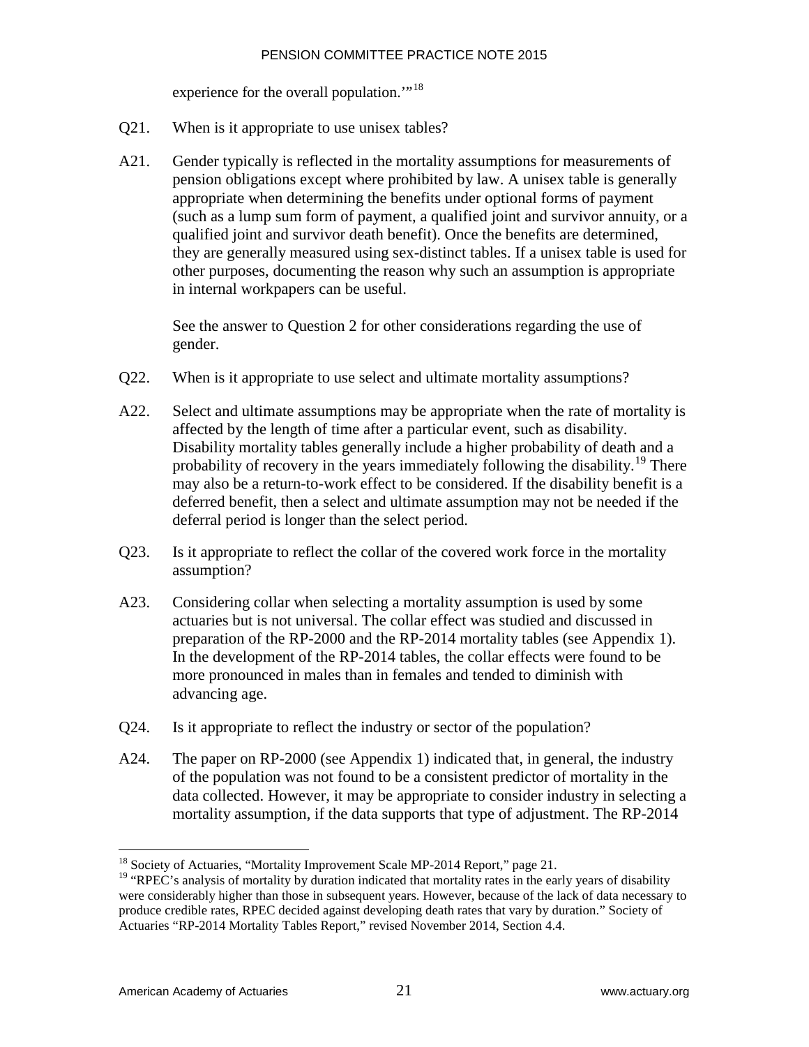experience for the overall population.'"[18]

Q21. When is it appropriate to use unisex tables?

A21. Gender typically is reflected in the mortality assumptions for measurements of pension obligations except where prohibited by law. A unisex table is generally appropriate when determining the benefits under optional forms of payment (such as a lump sum form of payment, a qualified joint and survivor annuity, or a qualified joint and survivor death benefit). Once the benefits are determined, they are generally measured using sex-distinct tables. If a unisex table is used for other purposes, documenting the reason why such an assumption is appropriate in internal workpapers can be useful.

See the answer to Question 2 for other considerations regarding the use of gender.

Q22. When is it appropriate to use select and ultimate mortality assumptions?

A22. Select and ultimate assumptions may be appropriate when the rate of mortality is affected by the length of time after a particular event, such as disability. Disability mortality tables generally include a higher probability of death and a probability of recovery in the years immediately following the disability.[19] There may also be a return-to-work effect to be considered. If the disability benefit is a deferred benefit, then a select and ultimate assumption may not be needed if the deferral period is longer than the select period.

Q23. Is it appropriate to reflect the collar of the covered work force in the mortality assumption?

A23. Considering collar when selecting a mortality assumption is used by some actuaries but is not universal. The collar effect was studied and discussed in preparation of the RP-2000 and the RP-2014 mortality tables (see Appendix 1). In the development of the RP-2014 tables, the collar effects were found to be more pronounced in males than in females and tended to diminish with advancing age.

Q24. Is it appropriate to reflect the industry or sector of the population?

A24. The paper on RP-2000 (see Appendix 1) indicated that, in general, the industry of the population was not found to be a consistent predictor of mortality in the data collected. However, it may be appropriate to consider industry in selecting a mortality assumption, if the data supports that type of adjustment. The RP-2014

---

[18] Society of Actuaries, "Mortality Improvement Scale MP-2014 Report," page 21.

[19] "RPEC's analysis of mortality by duration indicated that mortality rates in the early years of disability were considerably higher than those in subsequent years. However, because of the lack of data necessary to produce credible rates, RPEC decided against developing death rates that vary by duration." Society of Actuaries "RP-2014 Mortality Tables Report," revised November 2014, Section 4.4.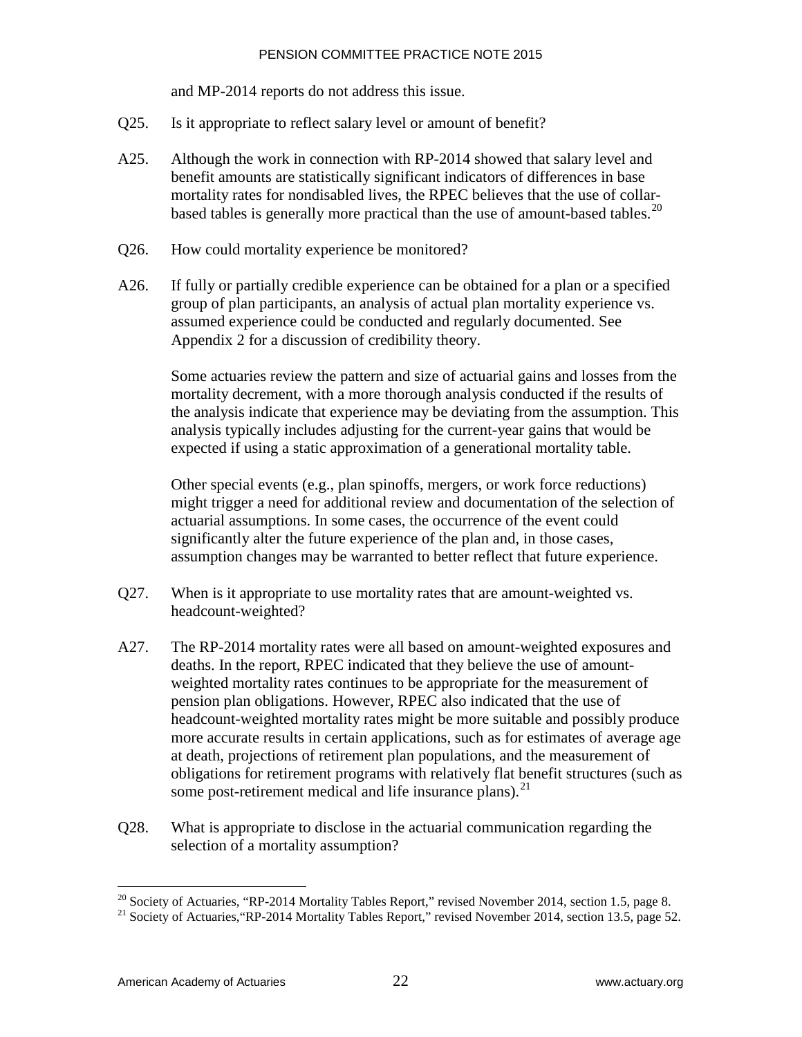and MP-2014 reports do not address this issue.

Q25. Is it appropriate to reflect salary level or amount of benefit?

A25. Although the work in connection with RP-2014 showed that salary level and benefit amounts are statistically significant indicators of differences in base mortality rates for nondisabled lives, the RPEC believes that the use of collar-based tables is generally more practical than the use of amount-based tables.[20]

Q26. How could mortality experience be monitored?

A26. If fully or partially credible experience can be obtained for a plan or a specified group of plan participants, an analysis of actual plan mortality experience vs. assumed experience could be conducted and regularly documented. See Appendix 2 for a discussion of credibility theory.

Some actuaries review the pattern and size of actuarial gains and losses from the mortality decrement, with a more thorough analysis conducted if the results of the analysis indicate that experience may be deviating from the assumption. This analysis typically includes adjusting for the current-year gains that would be expected if using a static approximation of a generational mortality table.

Other special events (e.g., plan spinoffs, mergers, or work force reductions) might trigger a need for additional review and documentation of the selection of actuarial assumptions. In some cases, the occurrence of the event could significantly alter the future experience of the plan and, in those cases, assumption changes may be warranted to better reflect that future experience.

Q27. When is it appropriate to use mortality rates that are amount-weighted vs. headcount-weighted?

A27. The RP-2014 mortality rates were all based on amount-weighted exposures and deaths. In the report, RPEC indicated that they believe the use of amount-weighted mortality rates continues to be appropriate for the measurement of pension plan obligations. However, RPEC also indicated that the use of headcount-weighted mortality rates might be more suitable and possibly produce more accurate results in certain applications, such as for estimates of average age at death, projections of retirement plan populations, and the measurement of obligations for retirement programs with relatively flat benefit structures (such as some post-retirement medical and life insurance plans).[21]

Q28. What is appropriate to disclose in the actuarial communication regarding the selection of a mortality assumption?

---

[20] Society of Actuaries, "RP-2014 Mortality Tables Report," revised November 2014, section 1.5, page 8.

[21] Society of Actuaries, "RP-2014 Mortality Tables Report," revised November 2014, section 13.5, page 52.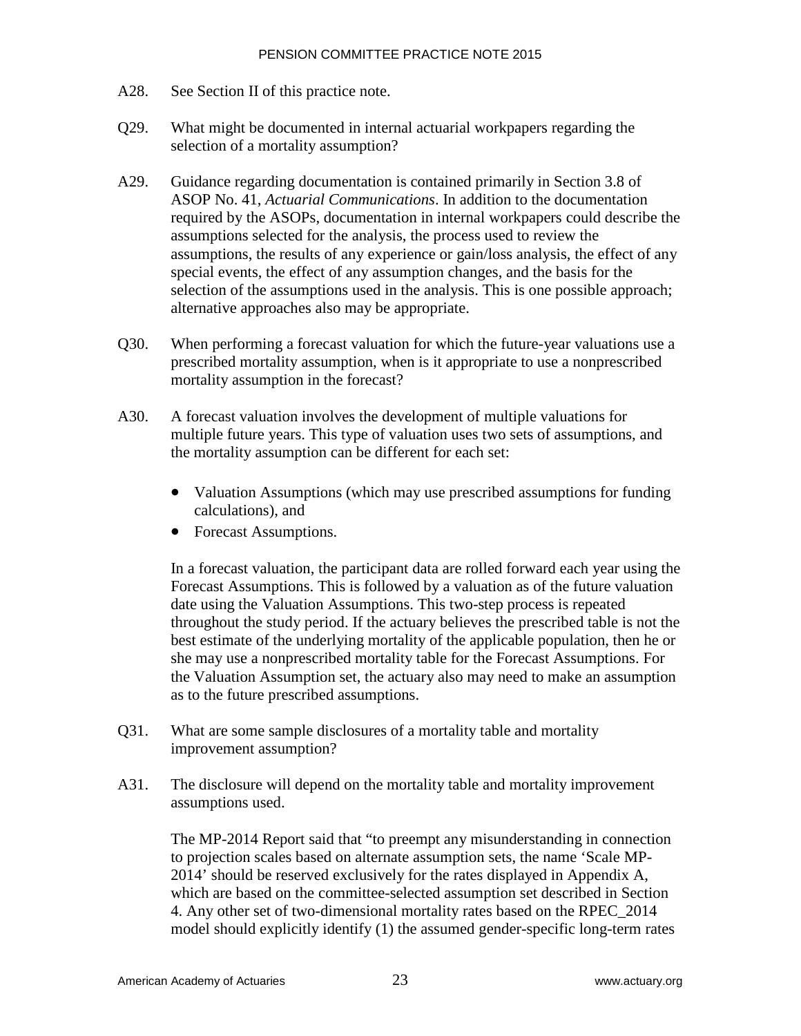A28. See Section II of this practice note.

Q29. What might be documented in internal actuarial workpapers regarding the selection of a mortality assumption?

A29. Guidance regarding documentation is contained primarily in Section 3.8 of ASOP No. 41, *Actuarial Communications*. In addition to the documentation required by the ASOPs, documentation in internal workpapers could describe the assumptions selected for the analysis, the process used to review the assumptions, the results of any experience or gain/loss analysis, the effect of any special events, the effect of any assumption changes, and the basis for the selection of the assumptions used in the analysis. This is one possible approach; alternative approaches also may be appropriate.

Q30. When performing a forecast valuation for which the future-year valuations use a prescribed mortality assumption, when is it appropriate to use a nonprescribed mortality assumption in the forecast?

A30. A forecast valuation involves the development of multiple valuations for multiple future years. This type of valuation uses two sets of assumptions, and the mortality assumption can be different for each set:

- Valuation Assumptions (which may use prescribed assumptions for funding calculations), and
- Forecast Assumptions.

In a forecast valuation, the participant data are rolled forward each year using the Forecast Assumptions. This is followed by a valuation as of the future valuation date using the Valuation Assumptions. This two-step process is repeated throughout the study period. If the actuary believes the prescribed table is not the best estimate of the underlying mortality of the applicable population, then he or she may use a nonprescribed mortality table for the Forecast Assumptions. For the Valuation Assumption set, the actuary also may need to make an assumption as to the future prescribed assumptions.

Q31. What are some sample disclosures of a mortality table and mortality improvement assumption?

A31. The disclosure will depend on the mortality table and mortality improvement assumptions used.

The MP-2014 Report said that "to preempt any misunderstanding in connection to projection scales based on alternate assumption sets, the name 'Scale MP-2014' should be reserved exclusively for the rates displayed in Appendix A, which are based on the committee-selected assumption set described in Section 4. Any other set of two-dimensional mortality rates based on the RPEC_2014 model should explicitly identify (1) the assumed gender-specific long-term rates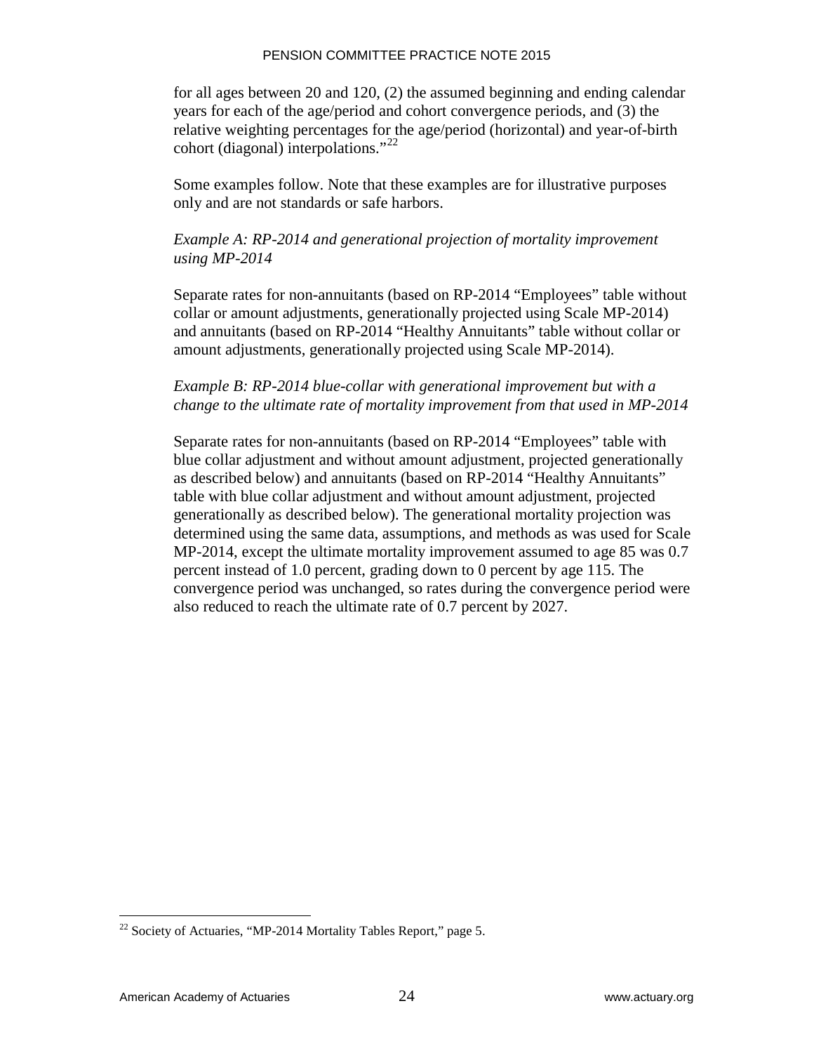for all ages between 20 and 120, (2) the assumed beginning and ending calendar years for each of the age/period and cohort convergence periods, and (3) the relative weighting percentages for the age/period (horizontal) and year-of-birth cohort (diagonal) interpolations."[22]

Some examples follow. Note that these examples are for illustrative purposes only and are not standards or safe harbors.

*Example A: RP-2014 and generational projection of mortality improvement using MP-2014*

Separate rates for non-annuitants (based on RP-2014 "Employees" table without collar or amount adjustments, generationally projected using Scale MP-2014) and annuitants (based on RP-2014 "Healthy Annuitants" table without collar or amount adjustments, generationally projected using Scale MP-2014).

*Example B: RP-2014 blue-collar with generational improvement but with a change to the ultimate rate of mortality improvement from that used in MP-2014*

Separate rates for non-annuitants (based on RP-2014 "Employees" table with blue collar adjustment and without amount adjustment, projected generationally as described below) and annuitants (based on RP-2014 "Healthy Annuitants" table with blue collar adjustment and without amount adjustment, projected generationally as described below). The generational mortality projection was determined using the same data, assumptions, and methods as was used for Scale MP-2014, except the ultimate mortality improvement assumed to age 85 was 0.7 percent instead of 1.0 percent, grading down to 0 percent by age 115. The convergence period was unchanged, so rates during the convergence period were also reduced to reach the ultimate rate of 0.7 percent by 2027.

[22] Society of Actuaries, "MP-2014 Mortality Tables Report," page 5.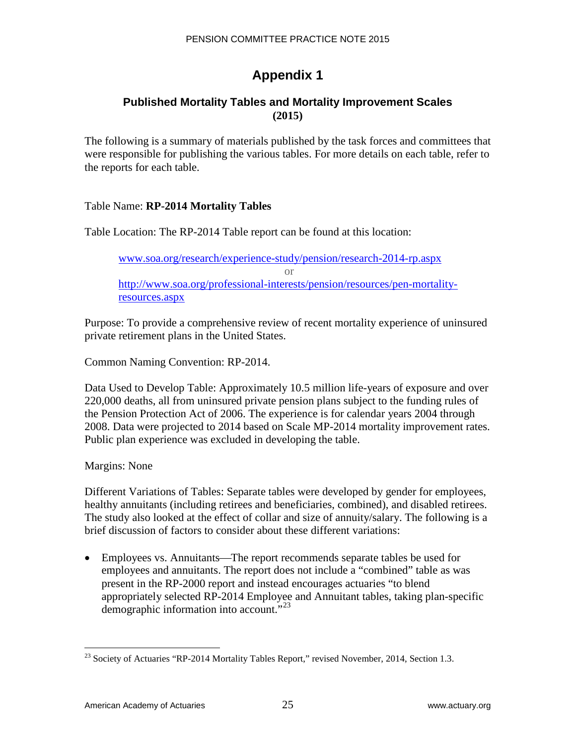# Appendix 1

## Published Mortality Tables and Mortality Improvement Scales (2015)

The following is a summary of materials published by the task forces and committees that were responsible for publishing the various tables. For more details on each table, refer to the reports for each table.

Table Name: **RP-2014 Mortality Tables**

Table Location: The RP-2014 Table report can be found at this location:

> www.soa.org/research/experience-study/pension/research-2014-rp.aspx
>
> or
>
> http://www.soa.org/professional-interests/pension/resources/pen-mortality-resources.aspx

Purpose: To provide a comprehensive review of recent mortality experience of uninsured private retirement plans in the United States.

Common Naming Convention: RP-2014.

Data Used to Develop Table: Approximately 10.5 million life-years of exposure and over 220,000 deaths, all from uninsured private pension plans subject to the funding rules of the Pension Protection Act of 2006. The experience is for calendar years 2004 through 2008. Data were projected to 2014 based on Scale MP-2014 mortality improvement rates. Public plan experience was excluded in developing the table.

Margins: None

Different Variations of Tables: Separate tables were developed by gender for employees, healthy annuitants (including retirees and beneficiaries, combined), and disabled retirees. The study also looked at the effect of collar and size of annuity/salary. The following is a brief discussion of factors to consider about these different variations:

- Employees vs. Annuitants—The report recommends separate tables be used for employees and annuitants. The report does not include a "combined" table as was present in the RP-2000 report and instead encourages actuaries "to blend appropriately selected RP-2014 Employee and Annuitant tables, taking plan-specific demographic information into account."[23]

---

[23] Society of Actuaries "RP-2014 Mortality Tables Report," revised November, 2014, Section 1.3.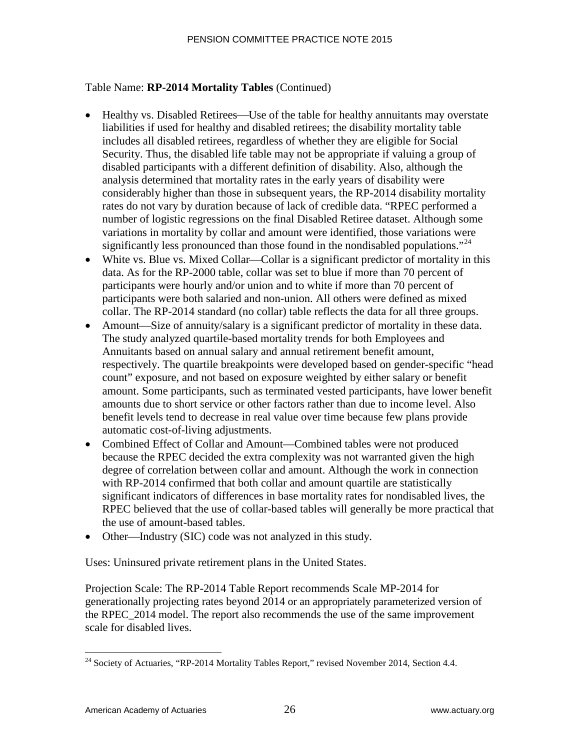Table Name: **RP-2014 Mortality Tables** (Continued)

- Healthy vs. Disabled Retirees—Use of the table for healthy annuitants may overstate liabilities if used for healthy and disabled retirees; the disability mortality table includes all disabled retirees, regardless of whether they are eligible for Social Security. Thus, the disabled life table may not be appropriate if valuing a group of disabled participants with a different definition of disability. Also, although the analysis determined that mortality rates in the early years of disability were considerably higher than those in subsequent years, the RP-2014 disability mortality rates do not vary by duration because of lack of credible data. "RPEC performed a number of logistic regressions on the final Disabled Retiree dataset. Although some variations in mortality by collar and amount were identified, those variations were significantly less pronounced than those found in the nondisabled populations."[24]
- White vs. Blue vs. Mixed Collar—Collar is a significant predictor of mortality in this data. As for the RP-2000 table, collar was set to blue if more than 70 percent of participants were hourly and/or union and to white if more than 70 percent of participants were both salaried and non-union. All others were defined as mixed collar. The RP-2014 standard (no collar) table reflects the data for all three groups.
- Amount—Size of annuity/salary is a significant predictor of mortality in these data. The study analyzed quartile-based mortality trends for both Employees and Annuitants based on annual salary and annual retirement benefit amount, respectively. The quartile breakpoints were developed based on gender-specific "head count" exposure, and not based on exposure weighted by either salary or benefit amount. Some participants, such as terminated vested participants, have lower benefit amounts due to short service or other factors rather than due to income level. Also benefit levels tend to decrease in real value over time because few plans provide automatic cost-of-living adjustments.
- Combined Effect of Collar and Amount—Combined tables were not produced because the RPEC decided the extra complexity was not warranted given the high degree of correlation between collar and amount. Although the work in connection with RP-2014 confirmed that both collar and amount quartile are statistically significant indicators of differences in base mortality rates for nondisabled lives, the RPEC believed that the use of collar-based tables will generally be more practical that the use of amount-based tables.
- Other—Industry (SIC) code was not analyzed in this study.

Uses: Uninsured private retirement plans in the United States.

Projection Scale: The RP-2014 Table Report recommends Scale MP-2014 for generationally projecting rates beyond 2014 or an appropriately parameterized version of the RPEC_2014 model. The report also recommends the use of the same improvement scale for disabled lives.

---

[24] Society of Actuaries, "RP-2014 Mortality Tables Report," revised November 2014, Section 4.4.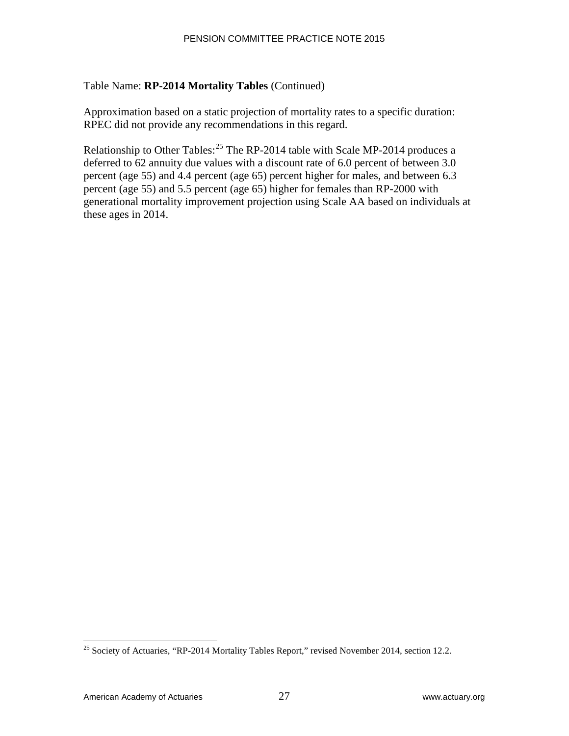Table Name: **RP-2014 Mortality Tables** (Continued)

Approximation based on a static projection of mortality rates to a specific duration: RPEC did not provide any recommendations in this regard.

Relationship to Other Tables:[25] The RP-2014 table with Scale MP-2014 produces a deferred to 62 annuity due values with a discount rate of 6.0 percent of between 3.0 percent (age 55) and 4.4 percent (age 65) percent higher for males, and between 6.3 percent (age 55) and 5.5 percent (age 65) higher for females than RP-2000 with generational mortality improvement projection using Scale AA based on individuals at these ages in 2014.

---

[25] Society of Actuaries, "RP-2014 Mortality Tables Report," revised November 2014, section 12.2.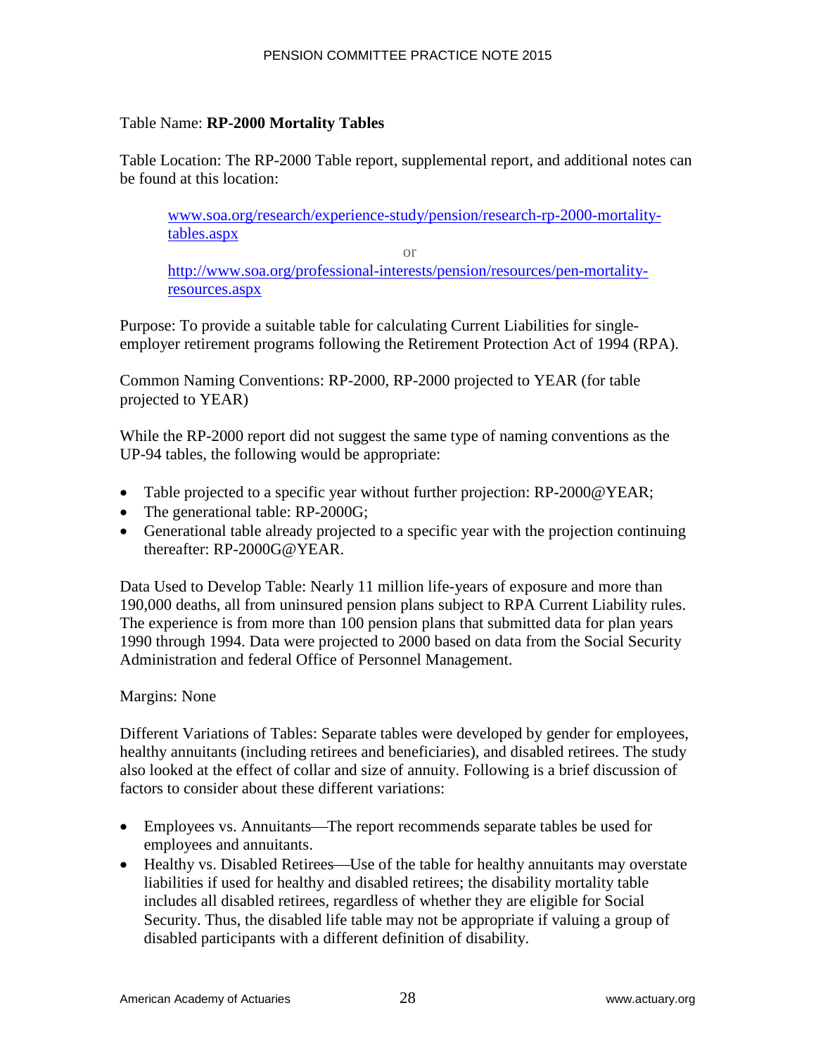Table Name: **RP-2000 Mortality Tables**

Table Location: The RP-2000 Table report, supplemental report, and additional notes can be found at this location:

> www.soa.org/research/experience-study/pension/research-rp-2000-mortality-tables.aspx
>
> or
>
> http://www.soa.org/professional-interests/pension/resources/pen-mortality-resources.aspx

Purpose: To provide a suitable table for calculating Current Liabilities for single-employer retirement programs following the Retirement Protection Act of 1994 (RPA).

Common Naming Conventions: RP-2000, RP-2000 projected to YEAR (for table projected to YEAR)

While the RP-2000 report did not suggest the same type of naming conventions as the UP-94 tables, the following would be appropriate:

- Table projected to a specific year without further projection: RP-2000@YEAR;
- The generational table: RP-2000G;
- Generational table already projected to a specific year with the projection continuing thereafter: RP-2000G@YEAR.

Data Used to Develop Table: Nearly 11 million life-years of exposure and more than 190,000 deaths, all from uninsured pension plans subject to RPA Current Liability rules. The experience is from more than 100 pension plans that submitted data for plan years 1990 through 1994. Data were projected to 2000 based on data from the Social Security Administration and federal Office of Personnel Management.

Margins: None

Different Variations of Tables: Separate tables were developed by gender for employees, healthy annuitants (including retirees and beneficiaries), and disabled retirees. The study also looked at the effect of collar and size of annuity. Following is a brief discussion of factors to consider about these different variations:

- Employees vs. Annuitants—The report recommends separate tables be used for employees and annuitants.
- Healthy vs. Disabled Retirees—Use of the table for healthy annuitants may overstate liabilities if used for healthy and disabled retirees; the disability mortality table includes all disabled retirees, regardless of whether they are eligible for Social Security. Thus, the disabled life table may not be appropriate if valuing a group of disabled participants with a different definition of disability.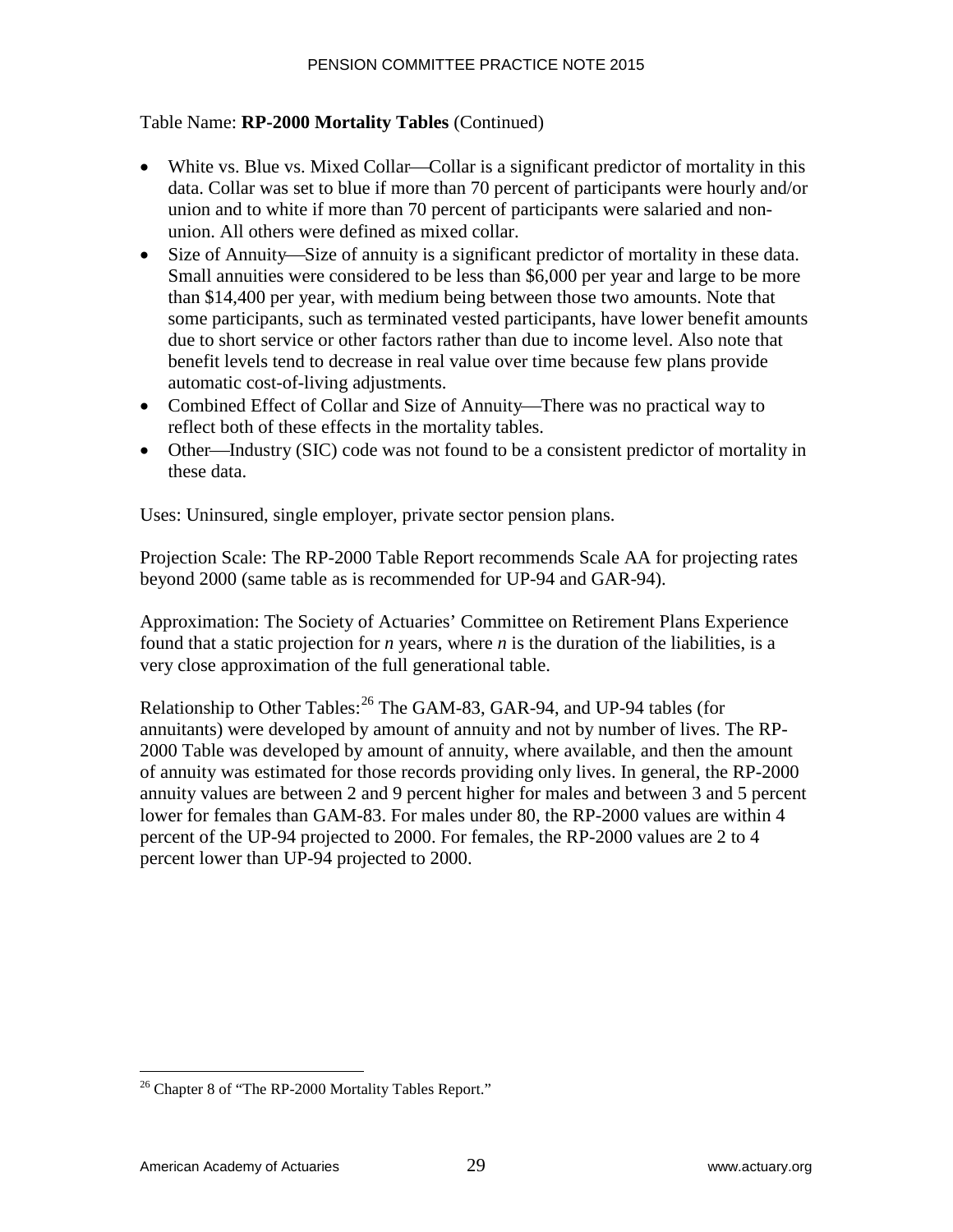Table Name: **RP-2000 Mortality Tables** (Continued)

- White vs. Blue vs. Mixed Collar—Collar is a significant predictor of mortality in this data. Collar was set to blue if more than 70 percent of participants were hourly and/or union and to white if more than 70 percent of participants were salaried and non-union. All others were defined as mixed collar.
- Size of Annuity—Size of annuity is a significant predictor of mortality in these data. Small annuities were considered to be less than $6,000 per year and large to be more than $14,400 per year, with medium being between those two amounts. Note that some participants, such as terminated vested participants, have lower benefit amounts due to short service or other factors rather than due to income level. Also note that benefit levels tend to decrease in real value over time because few plans provide automatic cost-of-living adjustments.
- Combined Effect of Collar and Size of Annuity—There was no practical way to reflect both of these effects in the mortality tables.
- Other—Industry (SIC) code was not found to be a consistent predictor of mortality in these data.

Uses: Uninsured, single employer, private sector pension plans.

Projection Scale: The RP-2000 Table Report recommends Scale AA for projecting rates beyond 2000 (same table as is recommended for UP-94 and GAR-94).

Approximation: The Society of Actuaries' Committee on Retirement Plans Experience found that a static projection for *n* years, where *n* is the duration of the liabilities, is a very close approximation of the full generational table.

Relationship to Other Tables:[26] The GAM-83, GAR-94, and UP-94 tables (for annuitants) were developed by amount of annuity and not by number of lives. The RP-2000 Table was developed by amount of annuity, where available, and then the amount of annuity was estimated for those records providing only lives. In general, the RP-2000 annuity values are between 2 and 9 percent higher for males and between 3 and 5 percent lower for females than GAM-83. For males under 80, the RP-2000 values are within 4 percent of the UP-94 projected to 2000. For females, the RP-2000 values are 2 to 4 percent lower than UP-94 projected to 2000.

[26] Chapter 8 of "The RP-2000 Mortality Tables Report."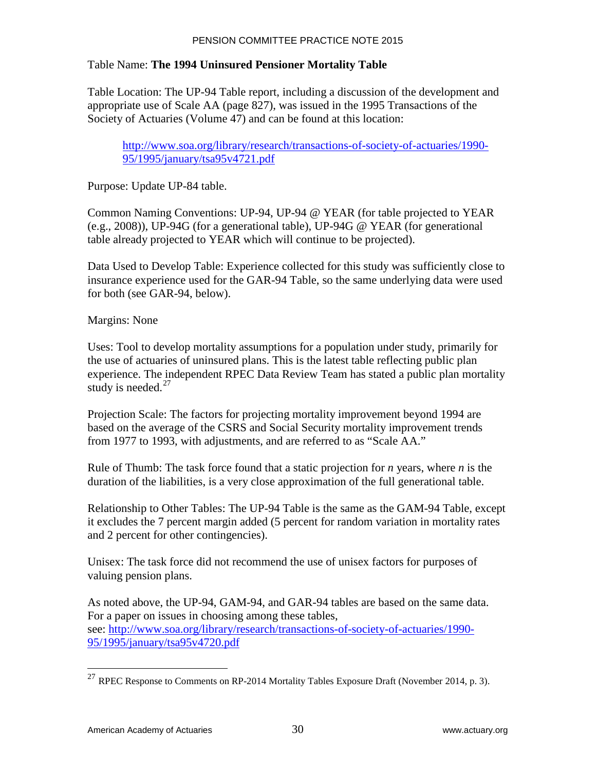Table Name: **The 1994 Uninsured Pensioner Mortality Table**

Table Location: The UP-94 Table report, including a discussion of the development and appropriate use of Scale AA (page 827), was issued in the 1995 Transactions of the Society of Actuaries (Volume 47) and can be found at this location:

> http://www.soa.org/library/research/transactions-of-society-of-actuaries/1990-95/1995/january/tsa95v4721.pdf

Purpose: Update UP-84 table.

Common Naming Conventions: UP-94, UP-94 @ YEAR (for table projected to YEAR (e.g., 2008)), UP-94G (for a generational table), UP-94G @ YEAR (for generational table already projected to YEAR which will continue to be projected).

Data Used to Develop Table: Experience collected for this study was sufficiently close to insurance experience used for the GAR-94 Table, so the same underlying data were used for both (see GAR-94, below).

Margins: None

Uses: Tool to develop mortality assumptions for a population under study, primarily for the use of actuaries of uninsured plans. This is the latest table reflecting public plan experience. The independent RPEC Data Review Team has stated a public plan mortality study is needed.[27]

Projection Scale: The factors for projecting mortality improvement beyond 1994 are based on the average of the CSRS and Social Security mortality improvement trends from 1977 to 1993, with adjustments, and are referred to as "Scale AA."

Rule of Thumb: The task force found that a static projection for *n* years, where *n* is the duration of the liabilities, is a very close approximation of the full generational table.

Relationship to Other Tables: The UP-94 Table is the same as the GAM-94 Table, except it excludes the 7 percent margin added (5 percent for random variation in mortality rates and 2 percent for other contingencies).

Unisex: The task force did not recommend the use of unisex factors for purposes of valuing pension plans.

As noted above, the UP-94, GAM-94, and GAR-94 tables are based on the same data. For a paper on issues in choosing among these tables, see: http://www.soa.org/library/research/transactions-of-society-of-actuaries/1990-95/1995/january/tsa95v4720.pdf

---

[27] RPEC Response to Comments on RP-2014 Mortality Tables Exposure Draft (November 2014, p. 3).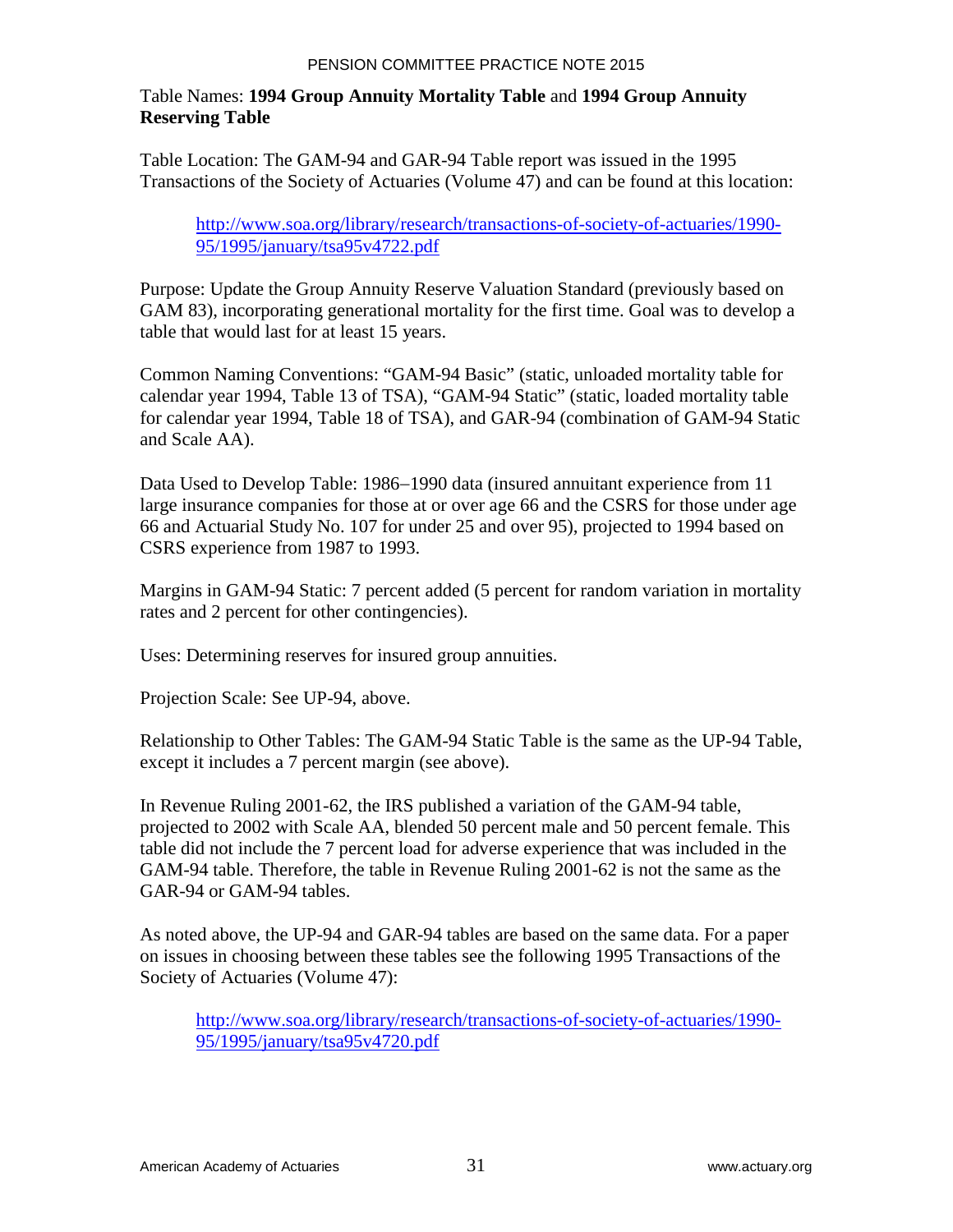Table Names: **1994 Group Annuity Mortality Table** and **1994 Group Annuity Reserving Table**

Table Location: The GAM-94 and GAR-94 Table report was issued in the 1995 Transactions of the Society of Actuaries (Volume 47) and can be found at this location:

> [http://www.soa.org/library/research/transactions-of-society-of-actuaries/1990-95/1995/january/tsa95v4722.pdf](http://www.soa.org/library/research/transactions-of-society-of-actuaries/1990-95/1995/january/tsa95v4722.pdf)

Purpose: Update the Group Annuity Reserve Valuation Standard (previously based on GAM 83), incorporating generational mortality for the first time. Goal was to develop a table that would last for at least 15 years.

Common Naming Conventions: "GAM-94 Basic" (static, unloaded mortality table for calendar year 1994, Table 13 of TSA), "GAM-94 Static" (static, loaded mortality table for calendar year 1994, Table 18 of TSA), and GAR-94 (combination of GAM-94 Static and Scale AA).

Data Used to Develop Table: 1986–1990 data (insured annuitant experience from 11 large insurance companies for those at or over age 66 and the CSRS for those under age 66 and Actuarial Study No. 107 for under 25 and over 95), projected to 1994 based on CSRS experience from 1987 to 1993.

Margins in GAM-94 Static: 7 percent added (5 percent for random variation in mortality rates and 2 percent for other contingencies).

Uses: Determining reserves for insured group annuities.

Projection Scale: See UP-94, above.

Relationship to Other Tables: The GAM-94 Static Table is the same as the UP-94 Table, except it includes a 7 percent margin (see above).

In Revenue Ruling 2001-62, the IRS published a variation of the GAM-94 table, projected to 2002 with Scale AA, blended 50 percent male and 50 percent female. This table did not include the 7 percent load for adverse experience that was included in the GAM-94 table. Therefore, the table in Revenue Ruling 2001-62 is not the same as the GAR-94 or GAM-94 tables.

As noted above, the UP-94 and GAR-94 tables are based on the same data. For a paper on issues in choosing between these tables see the following 1995 Transactions of the Society of Actuaries (Volume 47):

> [http://www.soa.org/library/research/transactions-of-society-of-actuaries/1990-95/1995/january/tsa95v4720.pdf](http://www.soa.org/library/research/transactions-of-society-of-actuaries/1990-95/1995/january/tsa95v4720.pdf)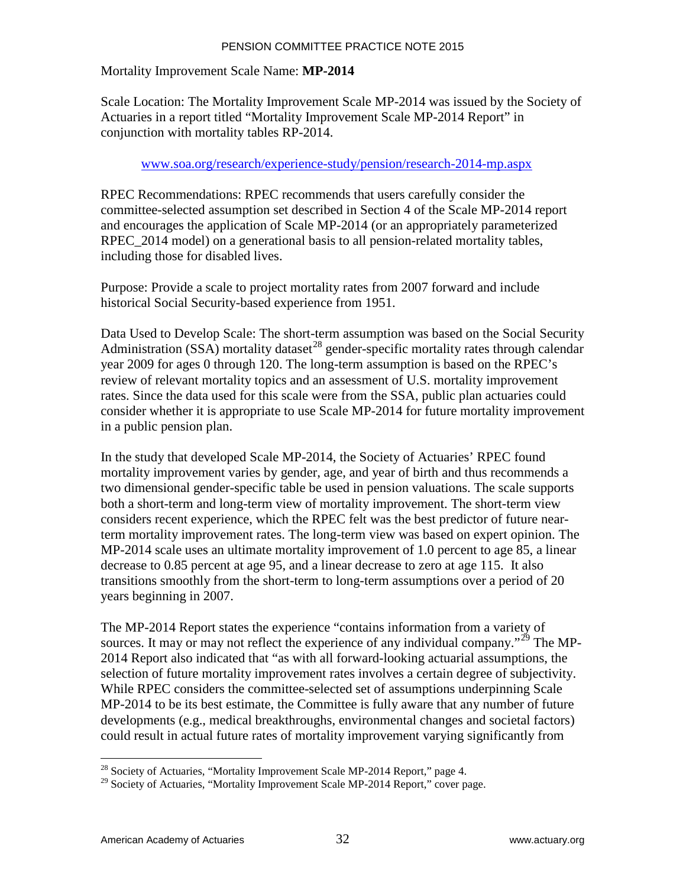Mortality Improvement Scale Name: **MP-2014**

Scale Location: The Mortality Improvement Scale MP-2014 was issued by the Society of Actuaries in a report titled "Mortality Improvement Scale MP-2014 Report" in conjunction with mortality tables RP-2014.

www.soa.org/research/experience-study/pension/research-2014-mp.aspx

RPEC Recommendations: RPEC recommends that users carefully consider the committee-selected assumption set described in Section 4 of the Scale MP-2014 report and encourages the application of Scale MP-2014 (or an appropriately parameterized RPEC_2014 model) on a generational basis to all pension-related mortality tables, including those for disabled lives.

Purpose: Provide a scale to project mortality rates from 2007 forward and include historical Social Security-based experience from 1951.

Data Used to Develop Scale: The short-term assumption was based on the Social Security Administration (SSA) mortality dataset[28] gender-specific mortality rates through calendar year 2009 for ages 0 through 120. The long-term assumption is based on the RPEC's review of relevant mortality topics and an assessment of U.S. mortality improvement rates. Since the data used for this scale were from the SSA, public plan actuaries could consider whether it is appropriate to use Scale MP-2014 for future mortality improvement in a public pension plan.

In the study that developed Scale MP-2014, the Society of Actuaries' RPEC found mortality improvement varies by gender, age, and year of birth and thus recommends a two dimensional gender-specific table be used in pension valuations. The scale supports both a short-term and long-term view of mortality improvement. The short-term view considers recent experience, which the RPEC felt was the best predictor of future near-term mortality improvement rates. The long-term view was based on expert opinion. The MP-2014 scale uses an ultimate mortality improvement of 1.0 percent to age 85, a linear decrease to 0.85 percent at age 95, and a linear decrease to zero at age 115. It also transitions smoothly from the short-term to long-term assumptions over a period of 20 years beginning in 2007.

The MP-2014 Report states the experience "contains information from a variety of sources. It may or may not reflect the experience of any individual company."[29] The MP-2014 Report also indicated that "as with all forward-looking actuarial assumptions, the selection of future mortality improvement rates involves a certain degree of subjectivity. While RPEC considers the committee-selected set of assumptions underpinning Scale MP-2014 to be its best estimate, the Committee is fully aware that any number of future developments (e.g., medical breakthroughs, environmental changes and societal factors) could result in actual future rates of mortality improvement varying significantly from

[28] Society of Actuaries, "Mortality Improvement Scale MP-2014 Report," page 4.

[29] Society of Actuaries, "Mortality Improvement Scale MP-2014 Report," cover page.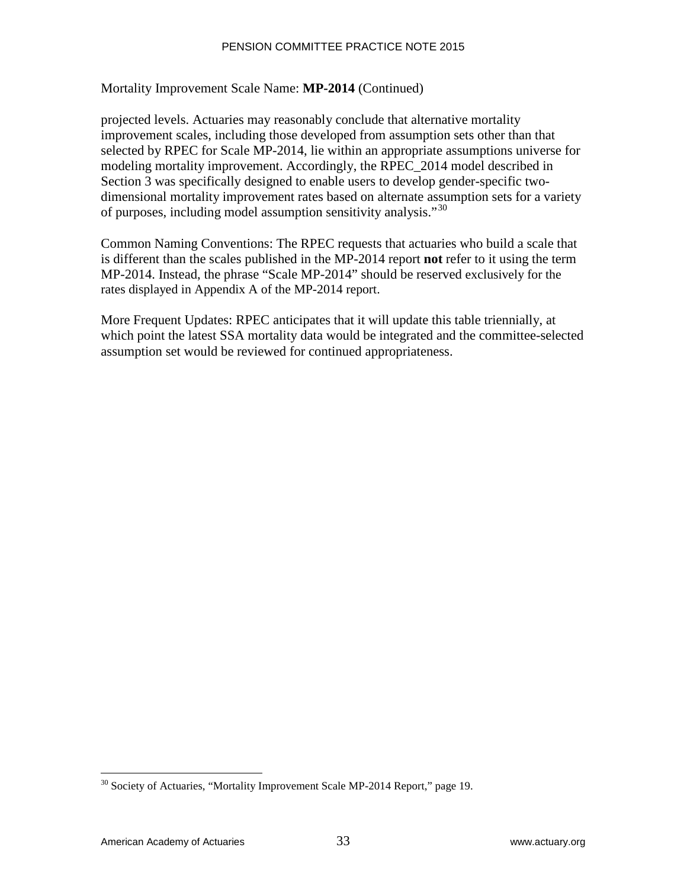Mortality Improvement Scale Name: **MP-2014** (Continued)

projected levels. Actuaries may reasonably conclude that alternative mortality improvement scales, including those developed from assumption sets other than that selected by RPEC for Scale MP-2014, lie within an appropriate assumptions universe for modeling mortality improvement. Accordingly, the RPEC_2014 model described in Section 3 was specifically designed to enable users to develop gender-specific two-dimensional mortality improvement rates based on alternate assumption sets for a variety of purposes, including model assumption sensitivity analysis."[30]

Common Naming Conventions: The RPEC requests that actuaries who build a scale that is different than the scales published in the MP-2014 report **not** refer to it using the term MP-2014. Instead, the phrase "Scale MP-2014" should be reserved exclusively for the rates displayed in Appendix A of the MP-2014 report.

More Frequent Updates: RPEC anticipates that it will update this table triennially, at which point the latest SSA mortality data would be integrated and the committee-selected assumption set would be reviewed for continued appropriateness.

---

[30] Society of Actuaries, "Mortality Improvement Scale MP-2014 Report," page 19.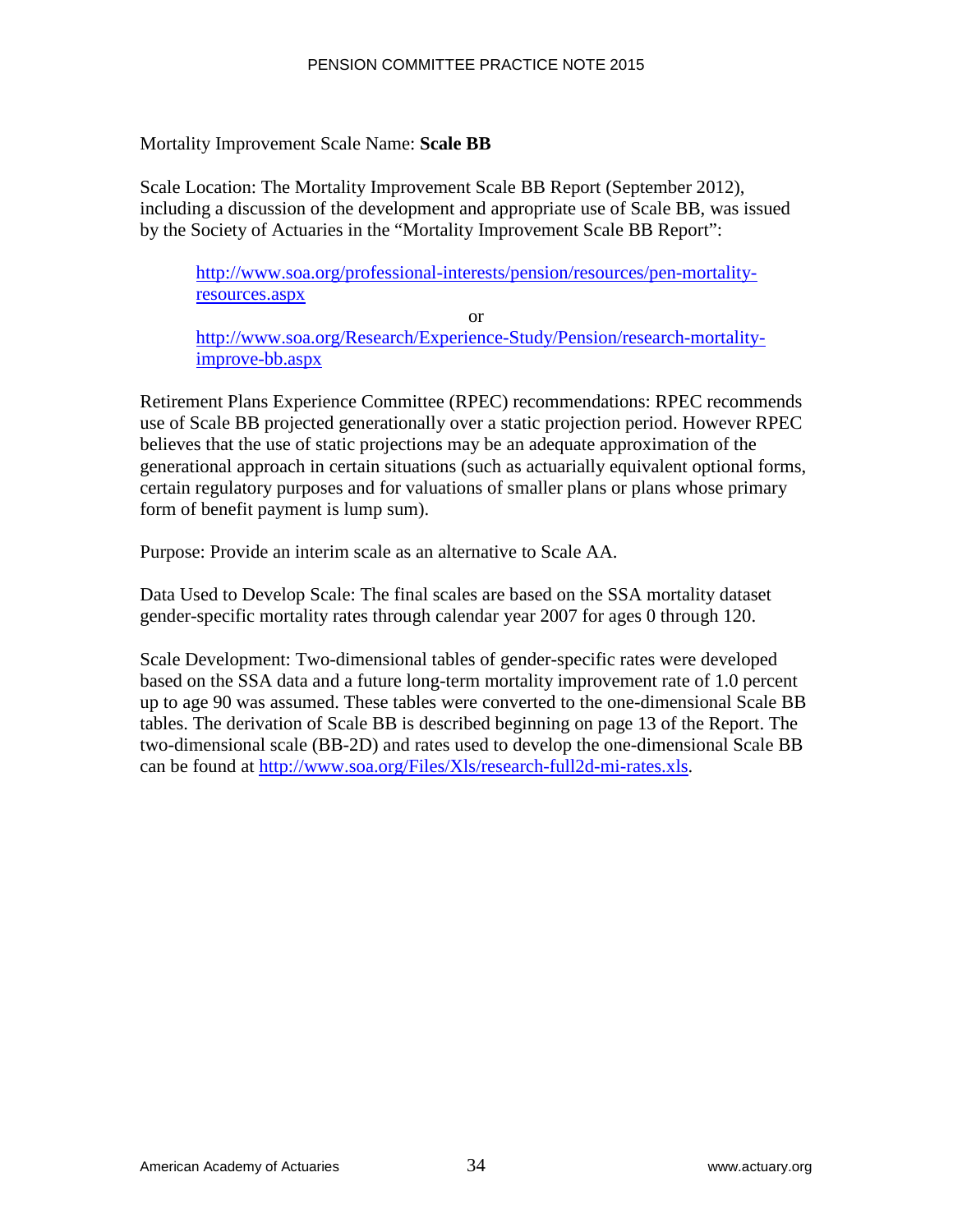Mortality Improvement Scale Name: **Scale BB**

Scale Location: The Mortality Improvement Scale BB Report (September 2012), including a discussion of the development and appropriate use of Scale BB, was issued by the Society of Actuaries in the "Mortality Improvement Scale BB Report":

> http://www.soa.org/professional-interests/pension/resources/pen-mortality-resources.aspx
>
> or
>
> http://www.soa.org/Research/Experience-Study/Pension/research-mortality-improve-bb.aspx

Retirement Plans Experience Committee (RPEC) recommendations: RPEC recommends use of Scale BB projected generationally over a static projection period. However RPEC believes that the use of static projections may be an adequate approximation of the generational approach in certain situations (such as actuarially equivalent optional forms, certain regulatory purposes and for valuations of smaller plans or plans whose primary form of benefit payment is lump sum).

Purpose: Provide an interim scale as an alternative to Scale AA.

Data Used to Develop Scale: The final scales are based on the SSA mortality dataset gender-specific mortality rates through calendar year 2007 for ages 0 through 120.

Scale Development: Two-dimensional tables of gender-specific rates were developed based on the SSA data and a future long-term mortality improvement rate of 1.0 percent up to age 90 was assumed. These tables were converted to the one-dimensional Scale BB tables. The derivation of Scale BB is described beginning on page 13 of the Report. The two-dimensional scale (BB-2D) and rates used to develop the one-dimensional Scale BB can be found at http://www.soa.org/Files/Xls/research-full2d-mi-rates.xls.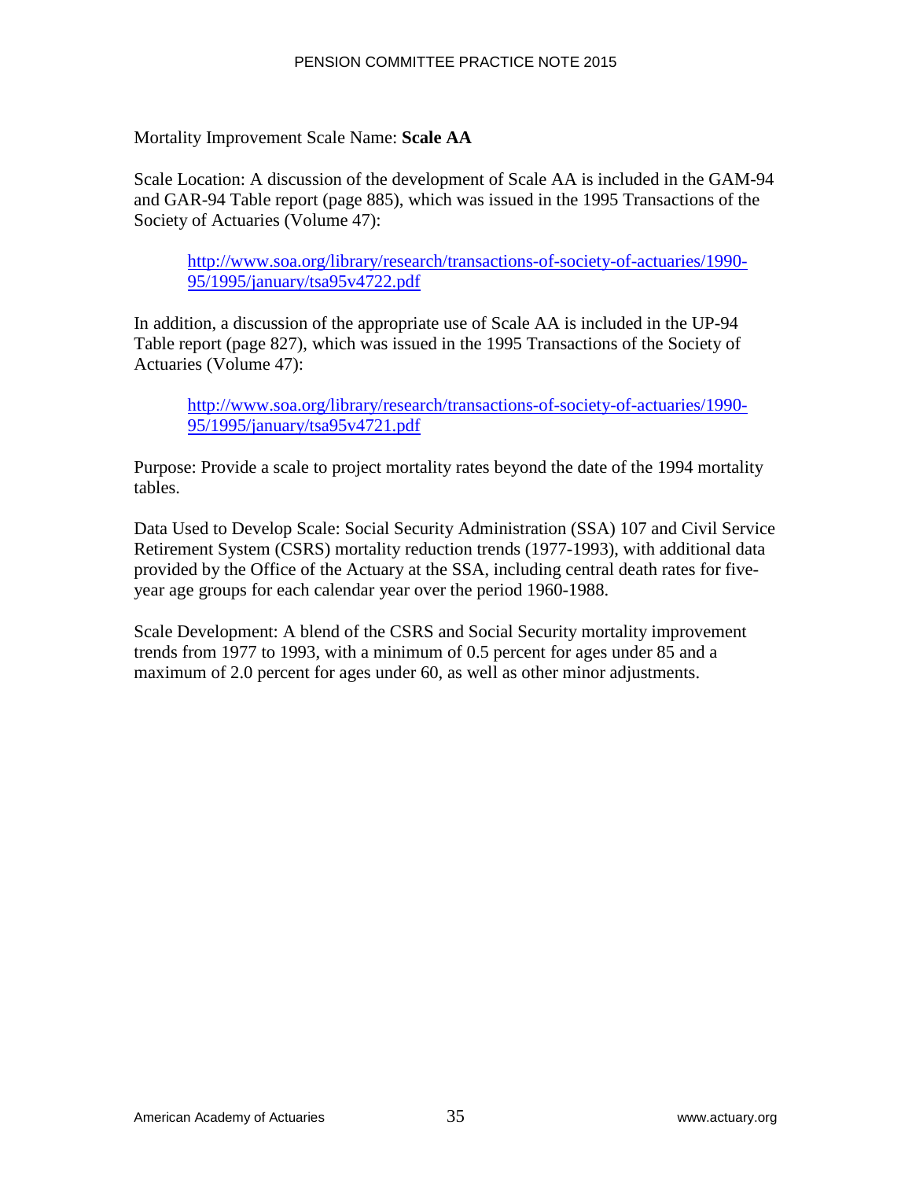Mortality Improvement Scale Name: **Scale AA**

Scale Location: A discussion of the development of Scale AA is included in the GAM-94 and GAR-94 Table report (page 885), which was issued in the 1995 Transactions of the Society of Actuaries (Volume 47):

> http://www.soa.org/library/research/transactions-of-society-of-actuaries/1990-95/1995/january/tsa95v4722.pdf

In addition, a discussion of the appropriate use of Scale AA is included in the UP-94 Table report (page 827), which was issued in the 1995 Transactions of the Society of Actuaries (Volume 47):

> http://www.soa.org/library/research/transactions-of-society-of-actuaries/1990-95/1995/january/tsa95v4721.pdf

Purpose: Provide a scale to project mortality rates beyond the date of the 1994 mortality tables.

Data Used to Develop Scale: Social Security Administration (SSA) 107 and Civil Service Retirement System (CSRS) mortality reduction trends (1977-1993), with additional data provided by the Office of the Actuary at the SSA, including central death rates for five-year age groups for each calendar year over the period 1960-1988.

Scale Development: A blend of the CSRS and Social Security mortality improvement trends from 1977 to 1993, with a minimum of 0.5 percent for ages under 85 and a maximum of 2.0 percent for ages under 60, as well as other minor adjustments.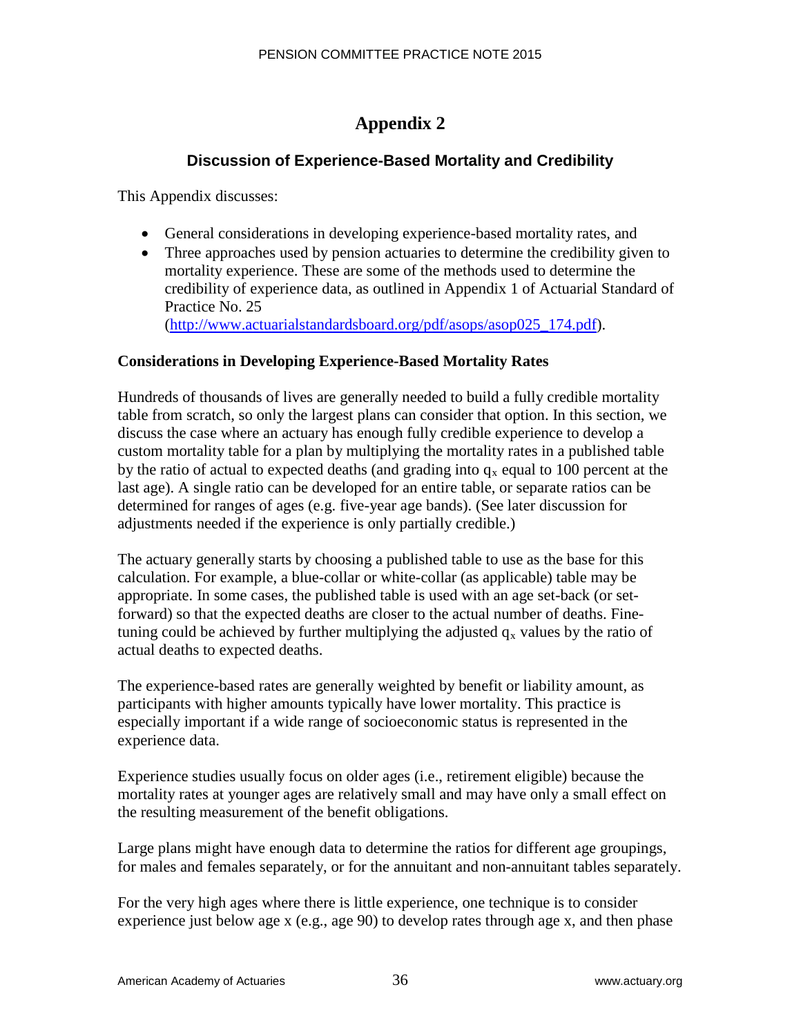# Appendix 2

## Discussion of Experience-Based Mortality and Credibility

This Appendix discusses:

- General considerations in developing experience-based mortality rates, and
- Three approaches used by pension actuaries to determine the credibility given to mortality experience. These are some of the methods used to determine the credibility of experience data, as outlined in Appendix 1 of Actuarial Standard of Practice No. 25 (http://www.actuarialstandardsboard.org/pdf/asops/asop025_174.pdf).

### Considerations in Developing Experience-Based Mortality Rates

Hundreds of thousands of lives are generally needed to build a fully credible mortality table from scratch, so only the largest plans can consider that option. In this section, we discuss the case where an actuary has enough fully credible experience to develop a custom mortality table for a plan by multiplying the mortality rates in a published table by the ratio of actual to expected deaths (and grading into $q_x$ equal to 100 percent at the last age). A single ratio can be developed for an entire table, or separate ratios can be determined for ranges of ages (e.g. five-year age bands). (See later discussion for adjustments needed if the experience is only partially credible.)

The actuary generally starts by choosing a published table to use as the base for this calculation. For example, a blue-collar or white-collar (as applicable) table may be appropriate. In some cases, the published table is used with an age set-back (or set-forward) so that the expected deaths are closer to the actual number of deaths. Fine-tuning could be achieved by further multiplying the adjusted $q_x$ values by the ratio of actual deaths to expected deaths.

The experience-based rates are generally weighted by benefit or liability amount, as participants with higher amounts typically have lower mortality. This practice is especially important if a wide range of socioeconomic status is represented in the experience data.

Experience studies usually focus on older ages (i.e., retirement eligible) because the mortality rates at younger ages are relatively small and may have only a small effect on the resulting measurement of the benefit obligations.

Large plans might have enough data to determine the ratios for different age groupings, for males and females separately, or for the annuitant and non-annuitant tables separately.

For the very high ages where there is little experience, one technique is to consider experience just below age x (e.g., age 90) to develop rates through age x, and then phase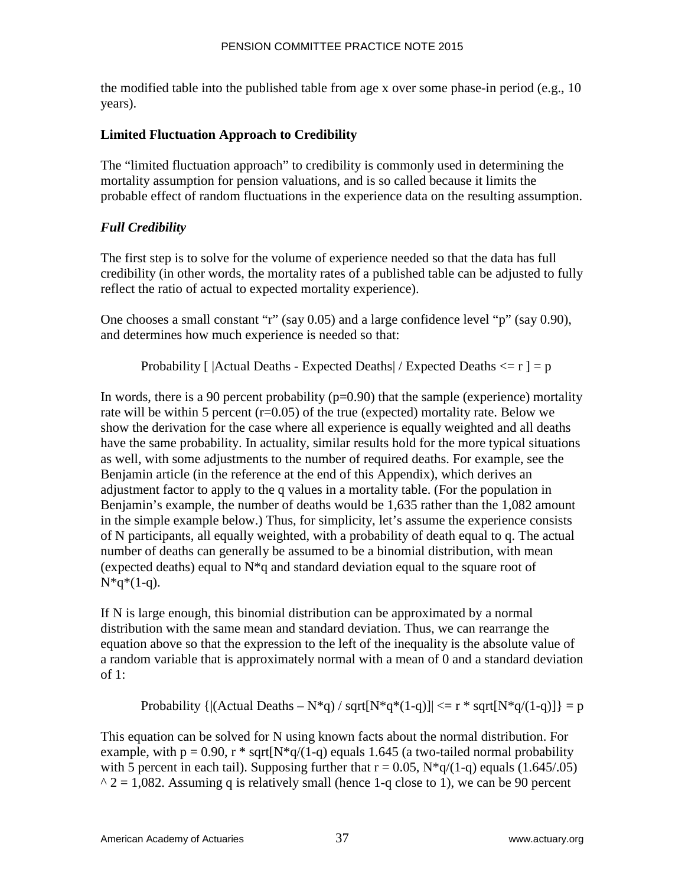the modified table into the published table from age x over some phase-in period (e.g., 10 years).

### Limited Fluctuation Approach to Credibility

The "limited fluctuation approach" to credibility is commonly used in determining the mortality assumption for pension valuations, and is so called because it limits the probable effect of random fluctuations in the experience data on the resulting assumption.

#### *Full Credibility*

The first step is to solve for the volume of experience needed so that the data has full credibility (in other words, the mortality rates of a published table can be adjusted to fully reflect the ratio of actual to expected mortality experience).

One chooses a small constant "r" (say 0.05) and a large confidence level "p" (say 0.90), and determines how much experience is needed so that:

$$\text{Probability [ |Actual Deaths - Expected Deaths| / Expected Deaths} \leq r \text{ ]} = p$$

In words, there is a 90 percent probability (p=0.90) that the sample (experience) mortality rate will be within 5 percent (r=0.05) of the true (expected) mortality rate. Below we show the derivation for the case where all experience is equally weighted and all deaths have the same probability. In actuality, similar results hold for the more typical situations as well, with some adjustments to the number of required deaths. For example, see the Benjamin article (in the reference at the end of this Appendix), which derives an adjustment factor to apply to the q values in a mortality table. (For the population in Benjamin's example, the number of deaths would be 1,635 rather than the 1,082 amount in the simple example below.) Thus, for simplicity, let's assume the experience consists of N participants, all equally weighted, with a probability of death equal to q. The actual number of deaths can generally be assumed to be a binomial distribution, with mean (expected deaths) equal to N*q and standard deviation equal to the square root of N*q*(1-q).

If N is large enough, this binomial distribution can be approximated by a normal distribution with the same mean and standard deviation. Thus, we can rearrange the equation above so that the expression to the left of the inequality is the absolute value of a random variable that is approximately normal with a mean of 0 and a standard deviation of 1:

$$\text{Probability } \{|(\text{Actual Deaths} - N*q) / \text{sqrt}[N*q*(1-q)]| \leq r * \text{sqrt}[N*q/(1-q)]\} = p$$

This equation can be solved for N using known facts about the normal distribution. For example, with p = 0.90, r * sqrt[N*q/(1-q) equals 1.645 (a two-tailed normal probability with 5 percent in each tail). Supposing further that r = 0.05, N*q/(1-q) equals (1.645/.05) ^ 2 = 1,082. Assuming q is relatively small (hence 1-q close to 1), we can be 90 percent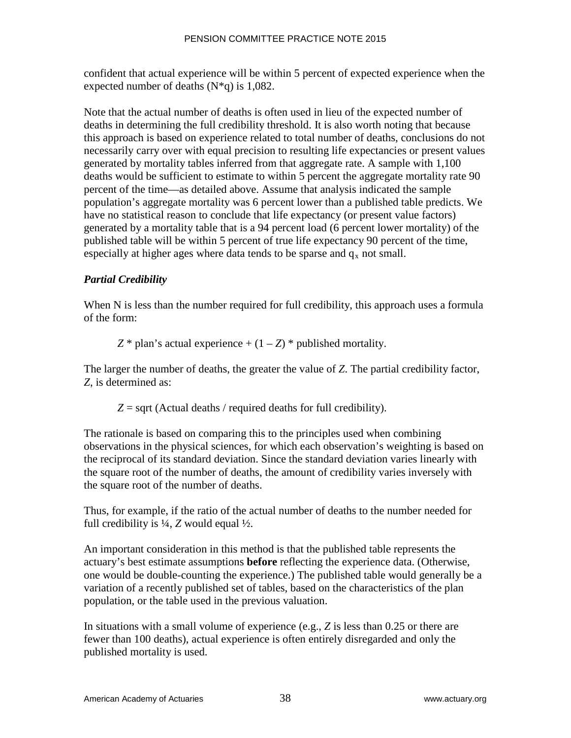confident that actual experience will be within 5 percent of expected experience when the expected number of deaths (N*q) is 1,082.

Note that the actual number of deaths is often used in lieu of the expected number of deaths in determining the full credibility threshold. It is also worth noting that because this approach is based on experience related to total number of deaths, conclusions do not necessarily carry over with equal precision to resulting life expectancies or present values generated by mortality tables inferred from that aggregate rate. A sample with 1,100 deaths would be sufficient to estimate to within 5 percent the aggregate mortality rate 90 percent of the time—as detailed above. Assume that analysis indicated the sample population's aggregate mortality was 6 percent lower than a published table predicts. We have no statistical reason to conclude that life expectancy (or present value factors) generated by a mortality table that is a 94 percent load (6 percent lower mortality) of the published table will be within 5 percent of true life expectancy 90 percent of the time, especially at higher ages where data tends to be sparse and $q_x$ not small.

***Partial Credibility***

When N is less than the number required for full credibility, this approach uses a formula of the form:

> $Z$ * plan's actual experience + $(1 – Z)$ * published mortality.

The larger the number of deaths, the greater the value of $Z$. The partial credibility factor, $Z$, is determined as:

> $Z$ = sqrt (Actual deaths / required deaths for full credibility).

The rationale is based on comparing this to the principles used when combining observations in the physical sciences, for which each observation's weighting is based on the reciprocal of its standard deviation. Since the standard deviation varies linearly with the square root of the number of deaths, the amount of credibility varies inversely with the square root of the number of deaths.

Thus, for example, if the ratio of the actual number of deaths to the number needed for full credibility is ¼, $Z$ would equal ½.

An important consideration in this method is that the published table represents the actuary's best estimate assumptions **before** reflecting the experience data. (Otherwise, one would be double-counting the experience.) The published table would generally be a variation of a recently published set of tables, based on the characteristics of the plan population, or the table used in the previous valuation.

In situations with a small volume of experience (e.g., $Z$ is less than 0.25 or there are fewer than 100 deaths), actual experience is often entirely disregarded and only the published mortality is used.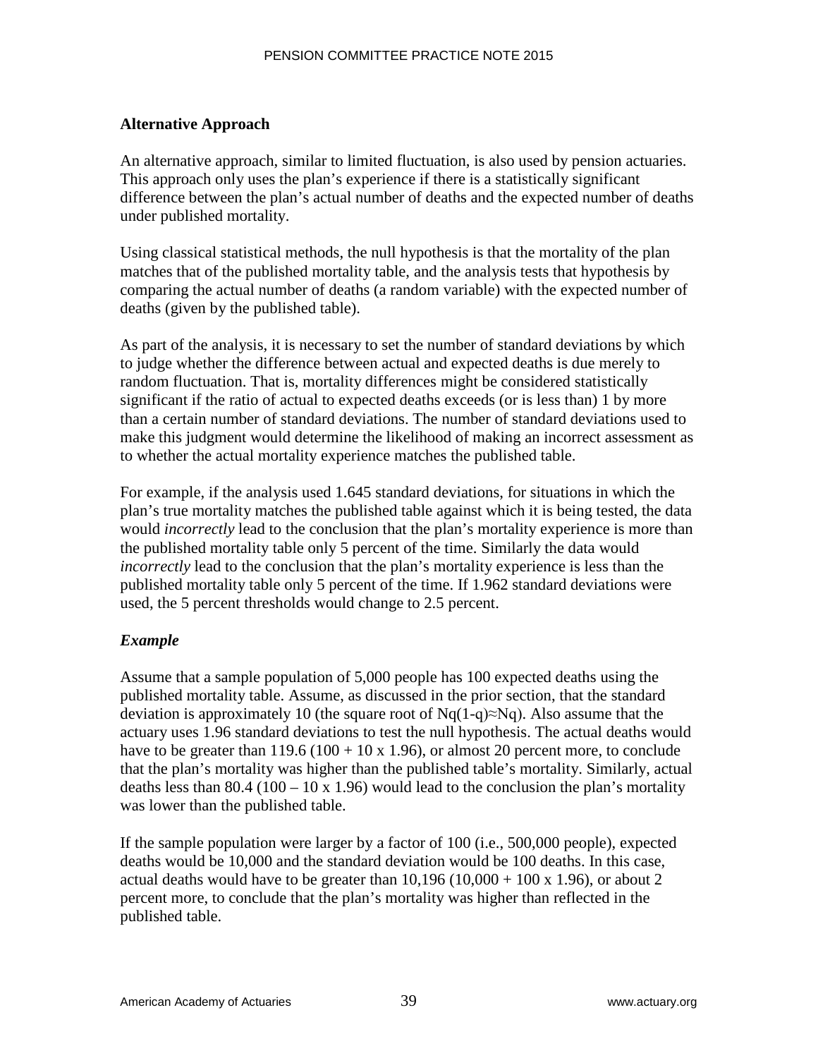### Alternative Approach

An alternative approach, similar to limited fluctuation, is also used by pension actuaries. This approach only uses the plan's experience if there is a statistically significant difference between the plan's actual number of deaths and the expected number of deaths under published mortality.

Using classical statistical methods, the null hypothesis is that the mortality of the plan matches that of the published mortality table, and the analysis tests that hypothesis by comparing the actual number of deaths (a random variable) with the expected number of deaths (given by the published table).

As part of the analysis, it is necessary to set the number of standard deviations by which to judge whether the difference between actual and expected deaths is due merely to random fluctuation. That is, mortality differences might be considered statistically significant if the ratio of actual to expected deaths exceeds (or is less than) 1 by more than a certain number of standard deviations. The number of standard deviations used to make this judgment would determine the likelihood of making an incorrect assessment as to whether the actual mortality experience matches the published table.

For example, if the analysis used 1.645 standard deviations, for situations in which the plan's true mortality matches the published table against which it is being tested, the data would *incorrectly* lead to the conclusion that the plan's mortality experience is more than the published mortality table only 5 percent of the time. Similarly the data would *incorrectly* lead to the conclusion that the plan's mortality experience is less than the published mortality table only 5 percent of the time. If 1.962 standard deviations were used, the 5 percent thresholds would change to 2.5 percent.

#### *Example*

Assume that a sample population of 5,000 people has 100 expected deaths using the published mortality table. Assume, as discussed in the prior section, that the standard deviation is approximately 10 (the square root of $Nq(1-q) \approx Nq$). Also assume that the actuary uses 1.96 standard deviations to test the null hypothesis. The actual deaths would have to be greater than 119.6 ($100 + 10 \times 1.96$), or almost 20 percent more, to conclude that the plan's mortality was higher than the published table's mortality. Similarly, actual deaths less than 80.4 ($100 - 10 \times 1.96$) would lead to the conclusion the plan's mortality was lower than the published table.

If the sample population were larger by a factor of 100 (i.e., 500,000 people), expected deaths would be 10,000 and the standard deviation would be 100 deaths. In this case, actual deaths would have to be greater than 10,196 ($10{,}000 + 100 \times 1.96$), or about 2 percent more, to conclude that the plan's mortality was higher than reflected in the published table.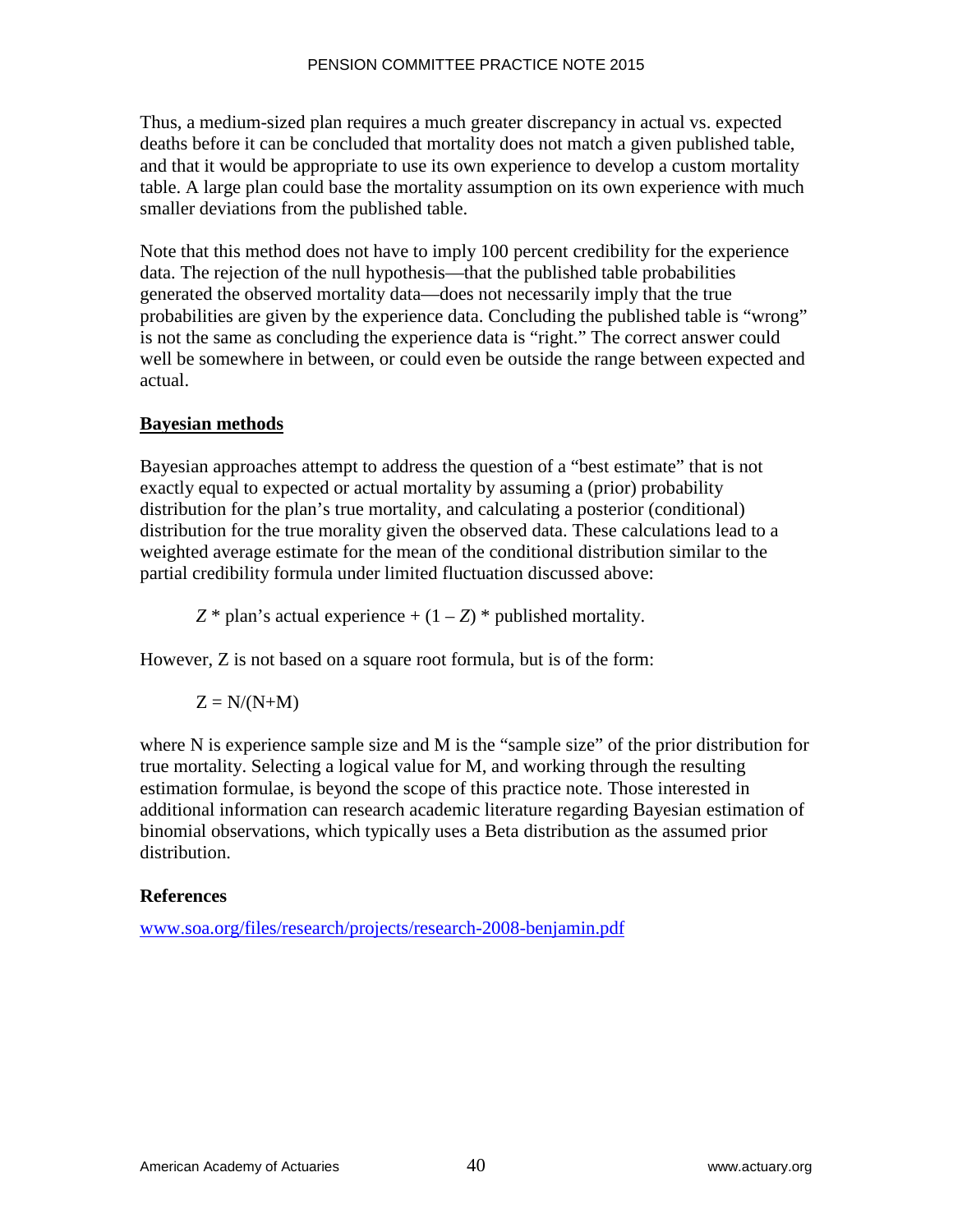Thus, a medium-sized plan requires a much greater discrepancy in actual vs. expected deaths before it can be concluded that mortality does not match a given published table, and that it would be appropriate to use its own experience to develop a custom mortality table. A large plan could base the mortality assumption on its own experience with much smaller deviations from the published table.

Note that this method does not have to imply 100 percent credibility for the experience data. The rejection of the null hypothesis—that the published table probabilities generated the observed mortality data—does not necessarily imply that the true probabilities are given by the experience data. Concluding the published table is "wrong" is not the same as concluding the experience data is "right." The correct answer could well be somewhere in between, or could even be outside the range between expected and actual.

**Bayesian methods**

Bayesian approaches attempt to address the question of a "best estimate" that is not exactly equal to expected or actual mortality by assuming a (prior) probability distribution for the plan's true mortality, and calculating a posterior (conditional) distribution for the true morality given the observed data. These calculations lead to a weighted average estimate for the mean of the conditional distribution similar to the partial credibility formula under limited fluctuation discussed above:

$$Z * \text{plan's actual experience} + (1 - Z) * \text{published mortality.}$$

However, Z is not based on a square root formula, but is of the form:

$$Z = N/(N+M)$$

where N is experience sample size and M is the "sample size" of the prior distribution for true mortality. Selecting a logical value for M, and working through the resulting estimation formulae, is beyond the scope of this practice note. Those interested in additional information can research academic literature regarding Bayesian estimation of binomial observations, which typically uses a Beta distribution as the assumed prior distribution.

### References

www.soa.org/files/research/projects/research-2008-benjamin.pdf